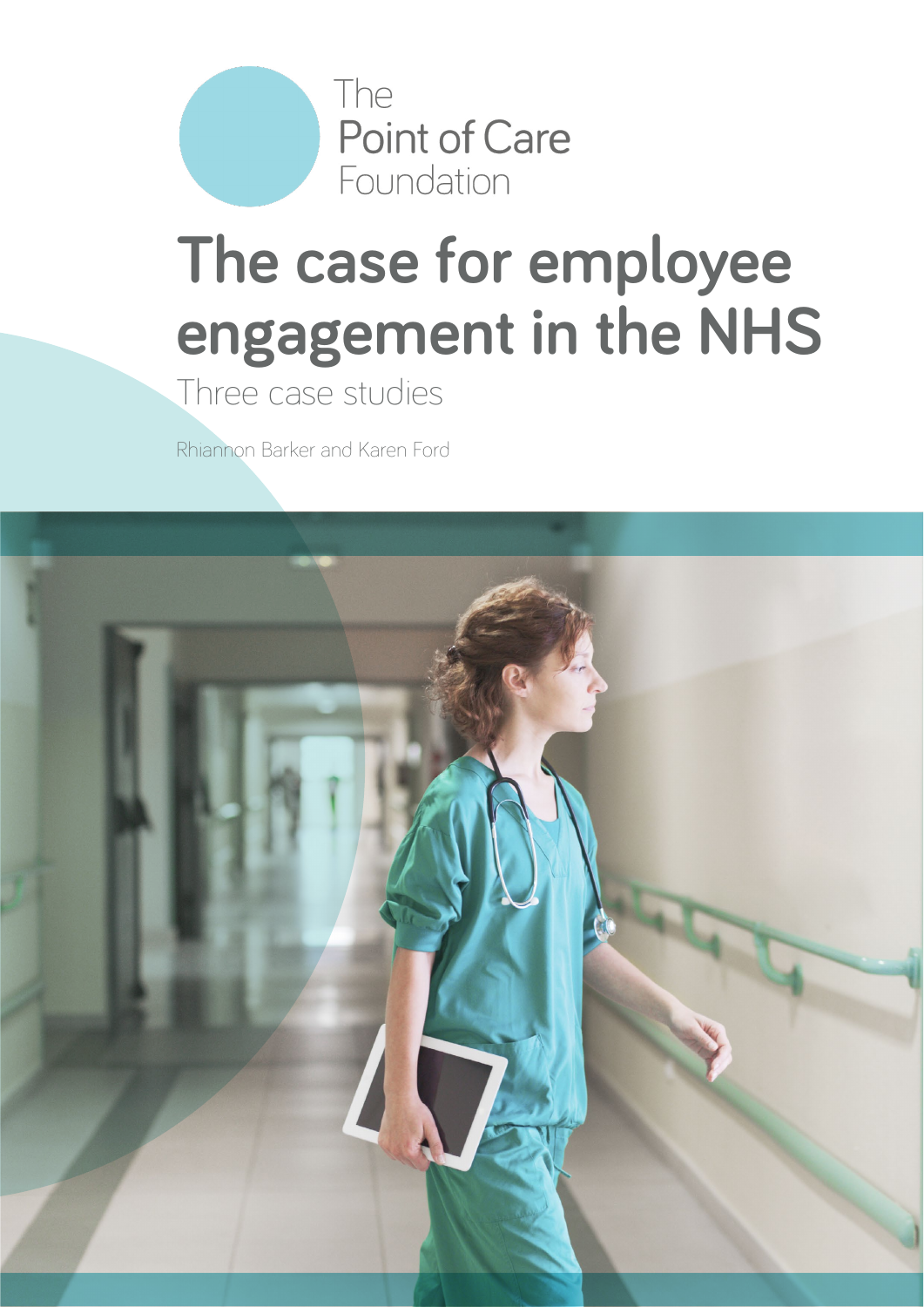The Point of Care Foundation

# The case for employee engagement in the NHS

## Three case studies

Rhiannon Barker and Karen Ford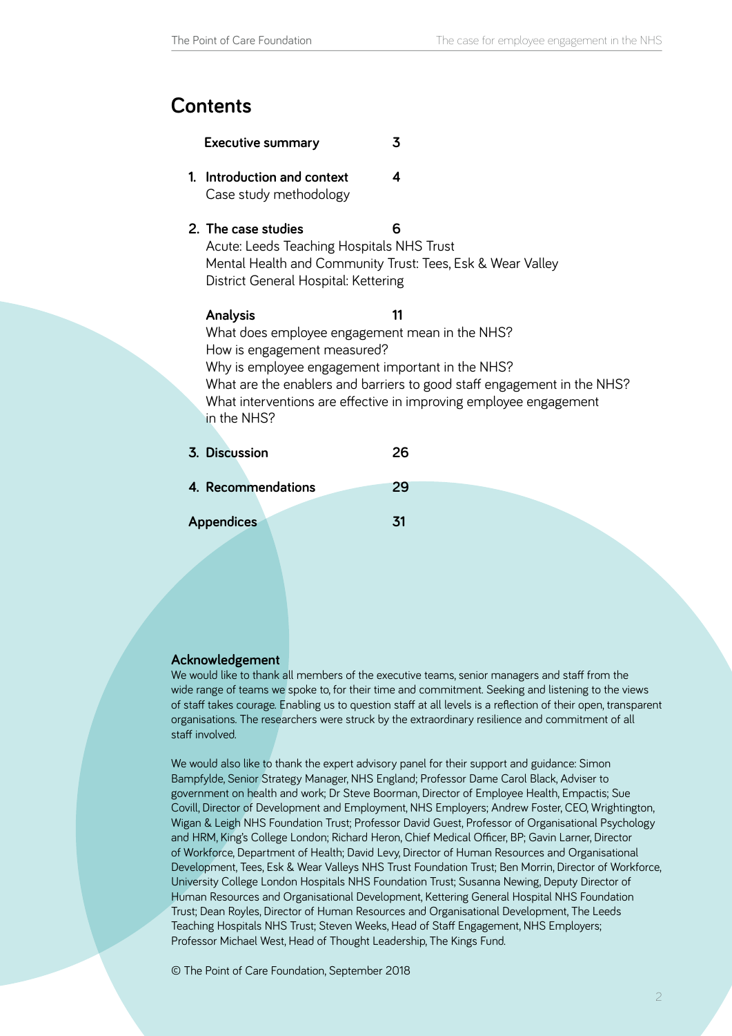# Contents

| | |
|---|---|
| **Executive summary** | **3** |
| **1. Introduction and context**<br>Case study methodology | **4** |
| **2. The case studies**<br>Acute: Leeds Teaching Hospitals NHS Trust<br>Mental Health and Community Trust: Tees, Esk & Wear Valley<br>District General Hospital: Kettering | **6** |
| **Analysis**<br>What does employee engagement mean in the NHS?<br>How is engagement measured?<br>Why is employee engagement important in the NHS?<br>What are the enablers and barriers to good staff engagement in the NHS?<br>What interventions are effective in improving employee engagement in the NHS? | **11** |
| **3. Discussion** | **26** |
| **4. Recommendations** | **29** |
| **Appendices** | **31** |

## Acknowledgement

We would like to thank all members of the executive teams, senior managers and staff from the wide range of teams we spoke to, for their time and commitment. Seeking and listening to the views of staff takes courage. Enabling us to question staff at all levels is a reflection of their open, transparent organisations. The researchers were struck by the extraordinary resilience and commitment of all staff involved.

We would also like to thank the expert advisory panel for their support and guidance: Simon Bampfylde, Senior Strategy Manager, NHS England; Professor Dame Carol Black, Adviser to government on health and work; Dr Steve Boorman, Director of Employee Health, Empactis; Sue Covill, Director of Development and Employment, NHS Employers; Andrew Foster, CEO, Wrightington, Wigan & Leigh NHS Foundation Trust; Professor David Guest, Professor of Organisational Psychology and HRM, King's College London; Richard Heron, Chief Medical Officer, BP; Gavin Larner, Director of Workforce, Department of Health; David Levy, Director of Human Resources and Organisational Development, Tees, Esk & Wear Valleys NHS Trust Foundation Trust; Ben Morrin, Director of Workforce, University College London Hospitals NHS Foundation Trust; Susanna Newing, Deputy Director of Human Resources and Organisational Development, Kettering General Hospital NHS Foundation Trust; Dean Royles, Director of Human Resources and Organisational Development, The Leeds Teaching Hospitals NHS Trust; Steven Weeks, Head of Staff Engagement, NHS Employers; Professor Michael West, Head of Thought Leadership, The Kings Fund.

© The Point of Care Foundation, September 2018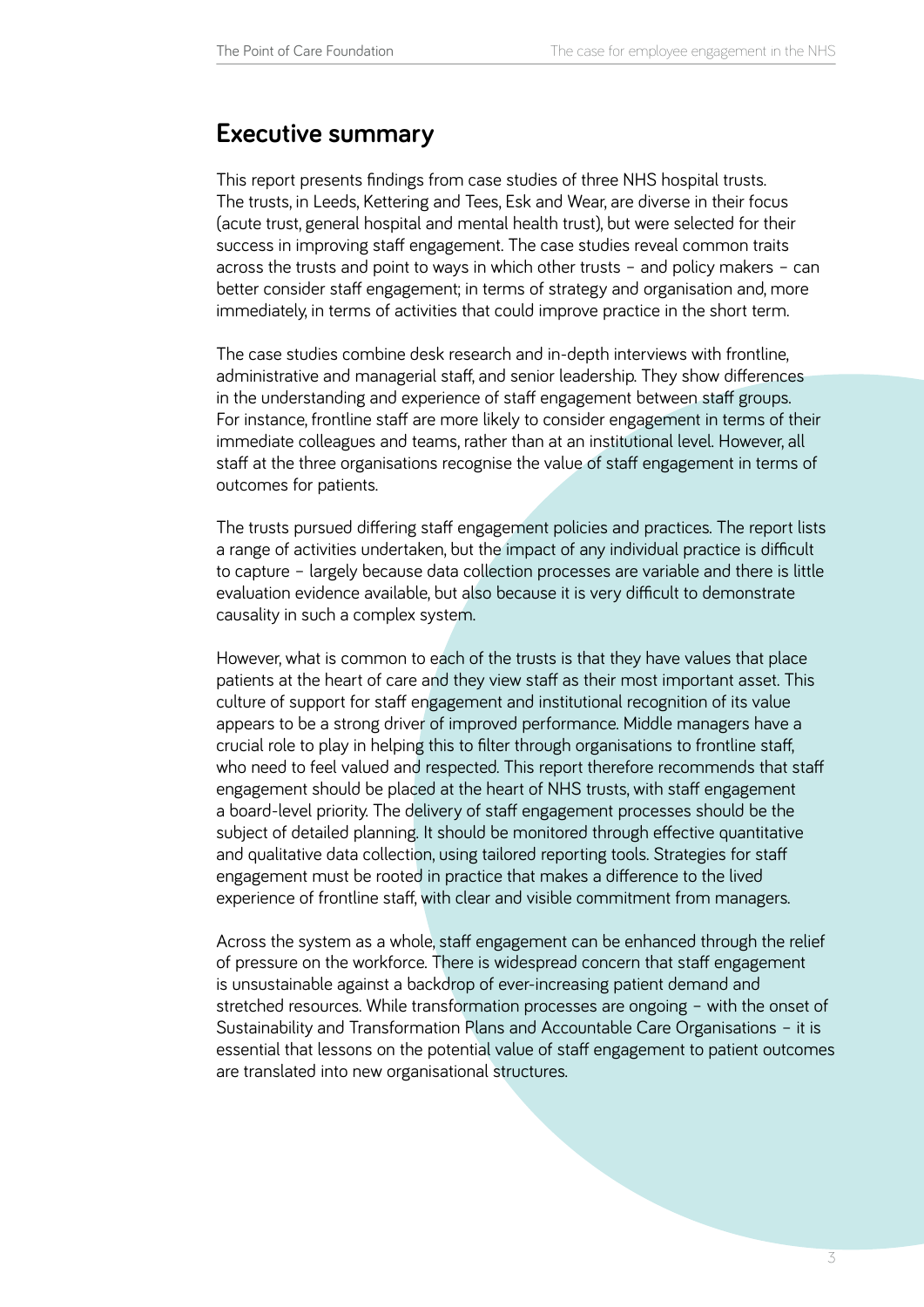## Executive summary

This report presents findings from case studies of three NHS hospital trusts. The trusts, in Leeds, Kettering and Tees, Esk and Wear, are diverse in their focus (acute trust, general hospital and mental health trust), but were selected for their success in improving staff engagement. The case studies reveal common traits across the trusts and point to ways in which other trusts – and policy makers – can better consider staff engagement; in terms of strategy and organisation and, more immediately, in terms of activities that could improve practice in the short term.

The case studies combine desk research and in-depth interviews with frontline, administrative and managerial staff, and senior leadership. They show differences in the understanding and experience of staff engagement between staff groups. For instance, frontline staff are more likely to consider engagement in terms of their immediate colleagues and teams, rather than at an institutional level. However, all staff at the three organisations recognise the value of staff engagement in terms of outcomes for patients.

The trusts pursued differing staff engagement policies and practices. The report lists a range of activities undertaken, but the impact of any individual practice is difficult to capture – largely because data collection processes are variable and there is little evaluation evidence available, but also because it is very difficult to demonstrate causality in such a complex system.

However, what is common to each of the trusts is that they have values that place patients at the heart of care and they view staff as their most important asset. This culture of support for staff engagement and institutional recognition of its value appears to be a strong driver of improved performance. Middle managers have a crucial role to play in helping this to filter through organisations to frontline staff, who need to feel valued and respected. This report therefore recommends that staff engagement should be placed at the heart of NHS trusts, with staff engagement a board-level priority. The delivery of staff engagement processes should be the subject of detailed planning. It should be monitored through effective quantitative and qualitative data collection, using tailored reporting tools. Strategies for staff engagement must be rooted in practice that makes a difference to the lived experience of frontline staff, with clear and visible commitment from managers.

Across the system as a whole, staff engagement can be enhanced through the relief of pressure on the workforce. There is widespread concern that staff engagement is unsustainable against a backdrop of ever-increasing patient demand and stretched resources. While transformation processes are ongoing – with the onset of Sustainability and Transformation Plans and Accountable Care Organisations – it is essential that lessons on the potential value of staff engagement to patient outcomes are translated into new organisational structures.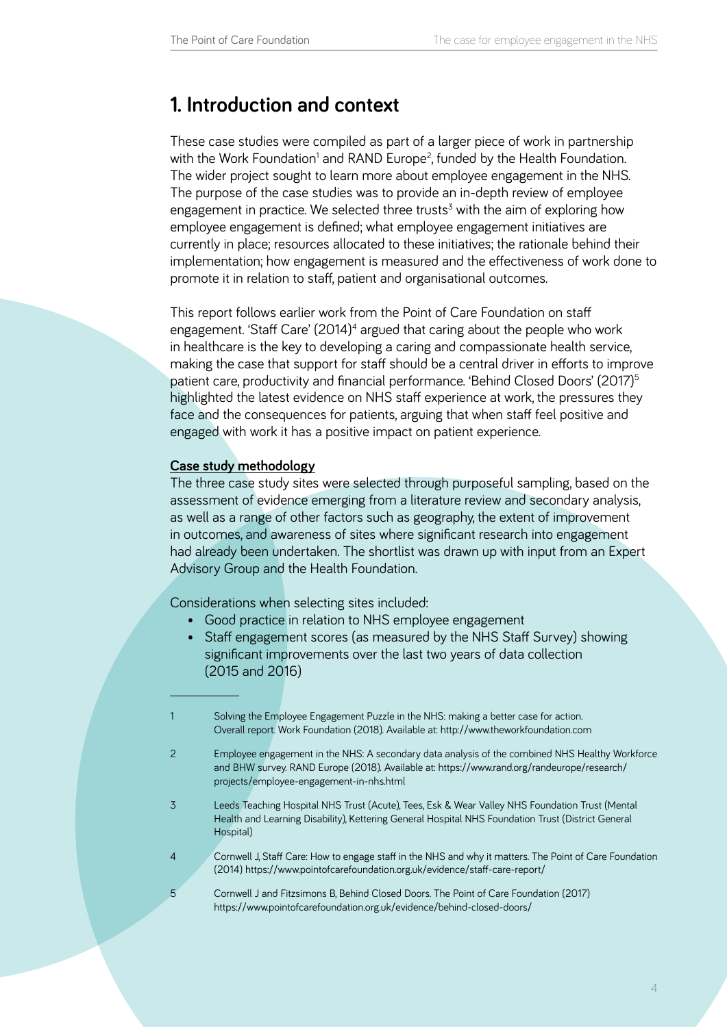# 1. Introduction and context

These case studies were compiled as part of a larger piece of work in partnership with the Work Foundation[1] and RAND Europe[2], funded by the Health Foundation. The wider project sought to learn more about employee engagement in the NHS. The purpose of the case studies was to provide an in-depth review of employee engagement in practice. We selected three trusts[3] with the aim of exploring how employee engagement is defined; what employee engagement initiatives are currently in place; resources allocated to these initiatives; the rationale behind their implementation; how engagement is measured and the effectiveness of work done to promote it in relation to staff, patient and organisational outcomes.

This report follows earlier work from the Point of Care Foundation on staff engagement. 'Staff Care' (2014)[4] argued that caring about the people who work in healthcare is the key to developing a caring and compassionate health service, making the case that support for staff should be a central driver in efforts to improve patient care, productivity and financial performance. 'Behind Closed Doors' (2017)[5] highlighted the latest evidence on NHS staff experience at work, the pressures they face and the consequences for patients, arguing that when staff feel positive and engaged with work it has a positive impact on patient experience.

**Case study methodology**

The three case study sites were selected through purposeful sampling, based on the assessment of evidence emerging from a literature review and secondary analysis, as well as a range of other factors such as geography, the extent of improvement in outcomes, and awareness of sites where significant research into engagement had already been undertaken. The shortlist was drawn up with input from an Expert Advisory Group and the Health Foundation.

Considerations when selecting sites included:

- Good practice in relation to NHS employee engagement
- Staff engagement scores (as measured by the NHS Staff Survey) showing significant improvements over the last two years of data collection (2015 and 2016)

---

1 Solving the Employee Engagement Puzzle in the NHS: making a better case for action. Overall report. Work Foundation (2018). Available at: http://www.theworkfoundation.com

2 Employee engagement in the NHS: A secondary data analysis of the combined NHS Healthy Workforce and BHW survey. RAND Europe (2018). Available at: https://www.rand.org/randeurope/research/projects/employee-engagement-in-nhs.html

3 Leeds Teaching Hospital NHS Trust (Acute), Tees, Esk & Wear Valley NHS Foundation Trust (Mental Health and Learning Disability), Kettering General Hospital NHS Foundation Trust (District General Hospital)

4 Cornwell J, Staff Care: How to engage staff in the NHS and why it matters. The Point of Care Foundation (2014) https://www.pointofcarefoundation.org.uk/evidence/staff-care-report/

5 Cornwell J and Fitzsimons B, Behind Closed Doors. The Point of Care Foundation (2017) https://www.pointofcarefoundation.org.uk/evidence/behind-closed-doors/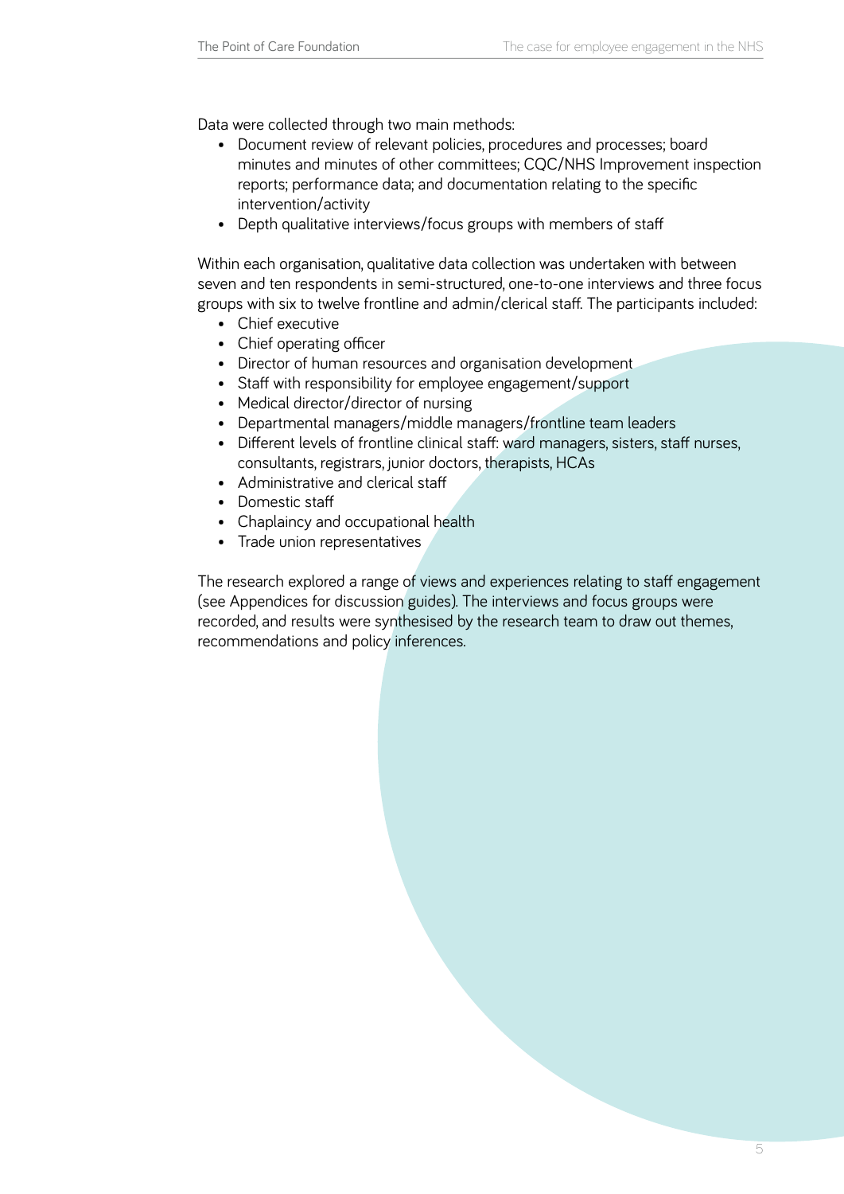Data were collected through two main methods:

- Document review of relevant policies, procedures and processes; board minutes and minutes of other committees; CQC/NHS Improvement inspection reports; performance data; and documentation relating to the specific intervention/activity
- Depth qualitative interviews/focus groups with members of staff

Within each organisation, qualitative data collection was undertaken with between seven and ten respondents in semi-structured, one-to-one interviews and three focus groups with six to twelve frontline and admin/clerical staff. The participants included:

- Chief executive
- Chief operating officer
- Director of human resources and organisation development
- Staff with responsibility for employee engagement/support
- Medical director/director of nursing
- Departmental managers/middle managers/frontline team leaders
- Different levels of frontline clinical staff: ward managers, sisters, staff nurses, consultants, registrars, junior doctors, therapists, HCAs
- Administrative and clerical staff
- Domestic staff
- Chaplaincy and occupational health
- Trade union representatives

The research explored a range of views and experiences relating to staff engagement (see Appendices for discussion guides). The interviews and focus groups were recorded, and results were synthesised by the research team to draw out themes, recommendations and policy inferences.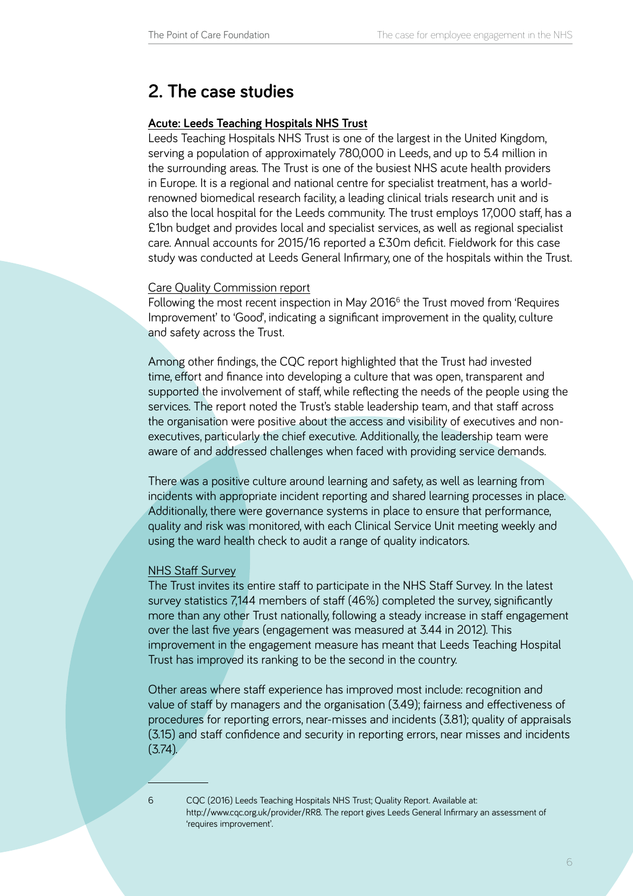## 2. The case studies

**Acute: Leeds Teaching Hospitals NHS Trust**

Leeds Teaching Hospitals NHS Trust is one of the largest in the United Kingdom, serving a population of approximately 780,000 in Leeds, and up to 5.4 million in the surrounding areas. The Trust is one of the busiest NHS acute health providers in Europe. It is a regional and national centre for specialist treatment, has a world-renowned biomedical research facility, a leading clinical trials research unit and is also the local hospital for the Leeds community. The trust employs 17,000 staff, has a £1bn budget and provides local and specialist services, as well as regional specialist care. Annual accounts for 2015/16 reported a £30m deficit. Fieldwork for this case study was conducted at Leeds General Infirmary, one of the hospitals within the Trust.

Care Quality Commission report

Following the most recent inspection in May 2016[6] the Trust moved from 'Requires Improvement' to 'Good', indicating a significant improvement in the quality, culture and safety across the Trust.

Among other findings, the CQC report highlighted that the Trust had invested time, effort and finance into developing a culture that was open, transparent and supported the involvement of staff, while reflecting the needs of the people using the services. The report noted the Trust's stable leadership team, and that staff across the organisation were positive about the access and visibility of executives and non-executives, particularly the chief executive. Additionally, the leadership team were aware of and addressed challenges when faced with providing service demands.

There was a positive culture around learning and safety, as well as learning from incidents with appropriate incident reporting and shared learning processes in place. Additionally, there were governance systems in place to ensure that performance, quality and risk was monitored, with each Clinical Service Unit meeting weekly and using the ward health check to audit a range of quality indicators.

NHS Staff Survey

The Trust invites its entire staff to participate in the NHS Staff Survey. In the latest survey statistics 7,144 members of staff (46%) completed the survey, significantly more than any other Trust nationally, following a steady increase in staff engagement over the last five years (engagement was measured at 3.44 in 2012). This improvement in the engagement measure has meant that Leeds Teaching Hospital Trust has improved its ranking to be the second in the country.

Other areas where staff experience has improved most include: recognition and value of staff by managers and the organisation (3.49); fairness and effectiveness of procedures for reporting errors, near-misses and incidents (3.81); quality of appraisals (3.15) and staff confidence and security in reporting errors, near misses and incidents (3.74).

---

6 CQC (2016) Leeds Teaching Hospitals NHS Trust; Quality Report. Available at: http://www.cqc.org.uk/provider/RR8. The report gives Leeds General Infirmary an assessment of 'requires improvement'.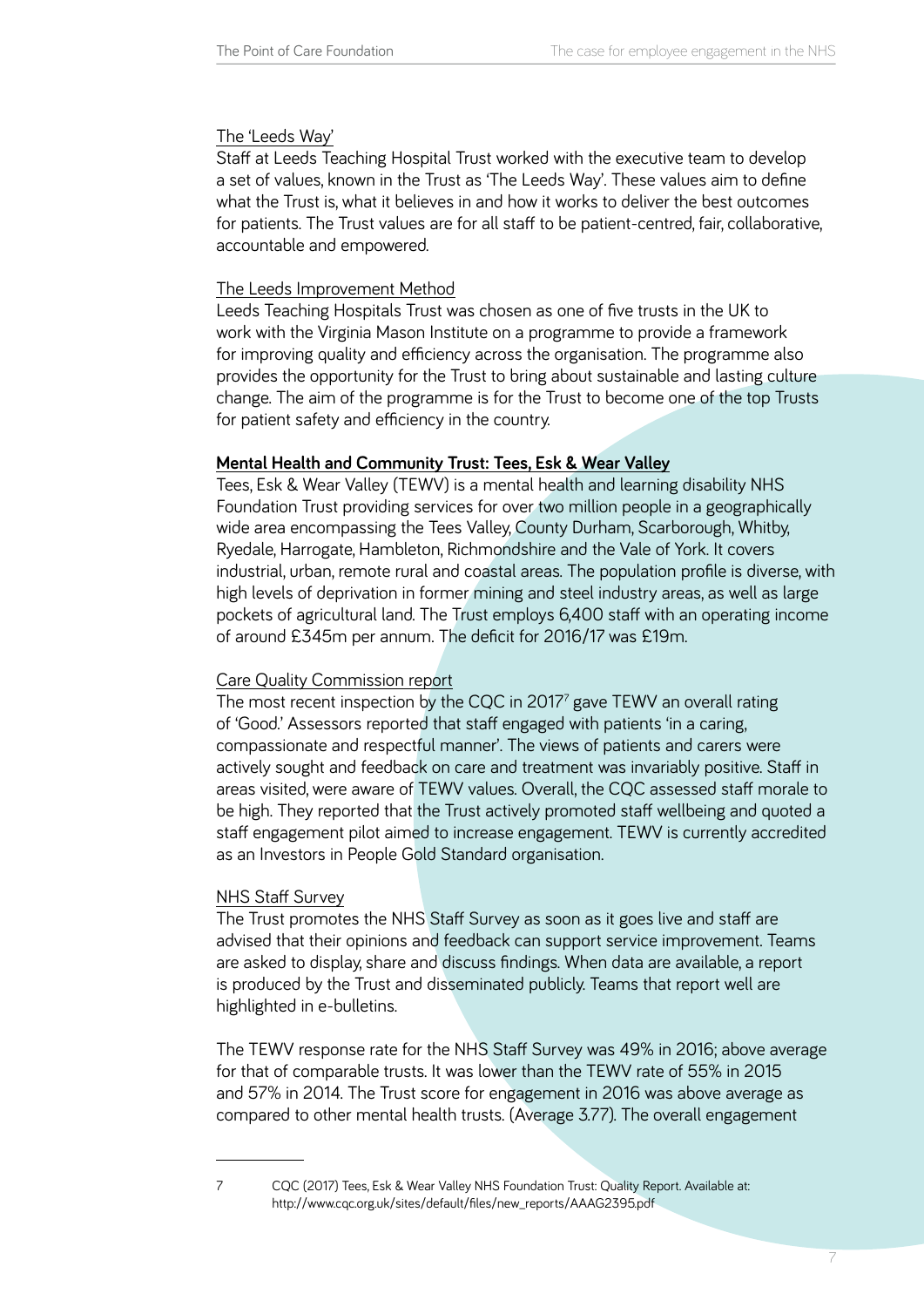The 'Leeds Way'

Staff at Leeds Teaching Hospital Trust worked with the executive team to develop a set of values, known in the Trust as 'The Leeds Way'. These values aim to define what the Trust is, what it believes in and how it works to deliver the best outcomes for patients. The Trust values are for all staff to be patient-centred, fair, collaborative, accountable and empowered.

The Leeds Improvement Method

Leeds Teaching Hospitals Trust was chosen as one of five trusts in the UK to work with the Virginia Mason Institute on a programme to provide a framework for improving quality and efficiency across the organisation. The programme also provides the opportunity for the Trust to bring about sustainable and lasting culture change. The aim of the programme is for the Trust to become one of the top Trusts for patient safety and efficiency in the country.

**Mental Health and Community Trust: Tees, Esk & Wear Valley**

Tees, Esk & Wear Valley (TEWV) is a mental health and learning disability NHS Foundation Trust providing services for over two million people in a geographically wide area encompassing the Tees Valley, County Durham, Scarborough, Whitby, Ryedale, Harrogate, Hambleton, Richmondshire and the Vale of York. It covers industrial, urban, remote rural and coastal areas. The population profile is diverse, with high levels of deprivation in former mining and steel industry areas, as well as large pockets of agricultural land. The Trust employs 6,400 staff with an operating income of around £345m per annum. The deficit for 2016/17 was £19m.

Care Quality Commission report

The most recent inspection by the CQC in 2017[7] gave TEWV an overall rating of 'Good.' Assessors reported that staff engaged with patients 'in a caring, compassionate and respectful manner'. The views of patients and carers were actively sought and feedback on care and treatment was invariably positive. Staff in areas visited, were aware of TEWV values. Overall, the CQC assessed staff morale to be high. They reported that the Trust actively promoted staff wellbeing and quoted a staff engagement pilot aimed to increase engagement. TEWV is currently accredited as an Investors in People Gold Standard organisation.

NHS Staff Survey

The Trust promotes the NHS Staff Survey as soon as it goes live and staff are advised that their opinions and feedback can support service improvement. Teams are asked to display, share and discuss findings. When data are available, a report is produced by the Trust and disseminated publicly. Teams that report well are highlighted in e-bulletins.

The TEWV response rate for the NHS Staff Survey was 49% in 2016; above average for that of comparable trusts. It was lower than the TEWV rate of 55% in 2015 and 57% in 2014. The Trust score for engagement in 2016 was above average as compared to other mental health trusts. (Average 3.77). The overall engagement

---

7 CQC (2017) Tees, Esk & Wear Valley NHS Foundation Trust: Quality Report. Available at: http://www.cqc.org.uk/sites/default/files/new_reports/AAAG2395.pdf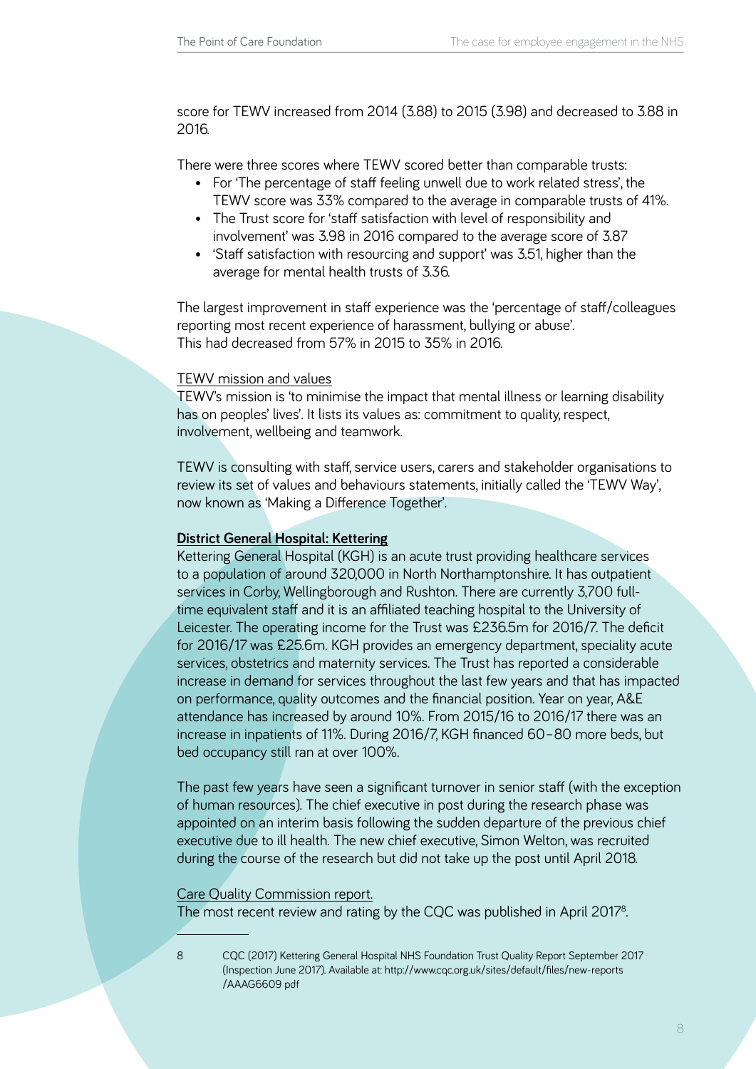score for TEWV increased from 2014 (3.88) to 2015 (3.98) and decreased to 3.88 in 2016.

There were three scores where TEWV scored better than comparable trusts:

- For 'The percentage of staff feeling unwell due to work related stress', the TEWV score was 33% compared to the average in comparable trusts of 41%.
- The Trust score for 'staff satisfaction with level of responsibility and involvement' was 3.98 in 2016 compared to the average score of 3.87
- 'Staff satisfaction with resourcing and support' was 3.51, higher than the average for mental health trusts of 3.36.

The largest improvement in staff experience was the 'percentage of staff/colleagues reporting most recent experience of harassment, bullying or abuse'. This had decreased from 57% in 2015 to 35% in 2016.

TEWV mission and values

TEWV's mission is 'to minimise the impact that mental illness or learning disability has on peoples' lives'. It lists its values as: commitment to quality, respect, involvement, wellbeing and teamwork.

TEWV is consulting with staff, service users, carers and stakeholder organisations to review its set of values and behaviours statements, initially called the 'TEWV Way', now known as 'Making a Difference Together'.

**District General Hospital: Kettering**

Kettering General Hospital (KGH) is an acute trust providing healthcare services to a population of around 320,000 in North Northamptonshire. It has outpatient services in Corby, Wellingborough and Rushton. There are currently 3,700 full-time equivalent staff and it is an affiliated teaching hospital to the University of Leicester. The operating income for the Trust was £236.5m for 2016/7. The deficit for 2016/17 was £25.6m. KGH provides an emergency department, speciality acute services, obstetrics and maternity services. The Trust has reported a considerable increase in demand for services throughout the last few years and that has impacted on performance, quality outcomes and the financial position. Year on year, A&E attendance has increased by around 10%. From 2015/16 to 2016/17 there was an increase in inpatients of 11%. During 2016/7, KGH financed 60–80 more beds, but bed occupancy still ran at over 100%.

The past few years have seen a significant turnover in senior staff (with the exception of human resources). The chief executive in post during the research phase was appointed on an interim basis following the sudden departure of the previous chief executive due to ill health. The new chief executive, Simon Welton, was recruited during the course of the research but did not take up the post until April 2018.

Care Quality Commission report.

The most recent review and rating by the CQC was published in April 2017[8].

8 CQC (2017) Kettering General Hospital NHS Foundation Trust Quality Report September 2017 (Inspection June 2017). Available at: http://www.cqc.org.uk/sites/default/files/new-reports/AAAG6609 pdf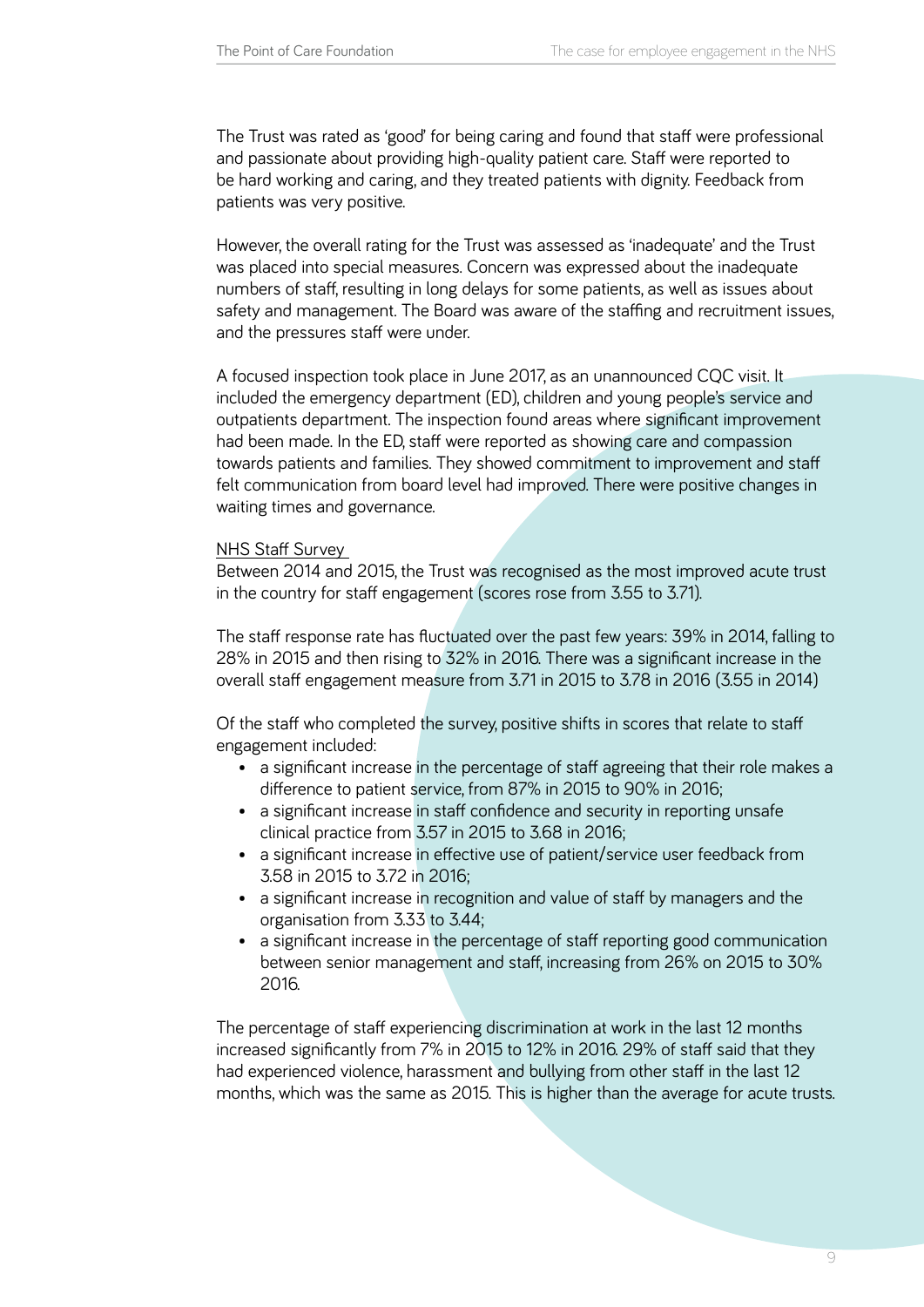The Trust was rated as 'good' for being caring and found that staff were professional and passionate about providing high-quality patient care. Staff were reported to be hard working and caring, and they treated patients with dignity. Feedback from patients was very positive.

However, the overall rating for the Trust was assessed as 'inadequate' and the Trust was placed into special measures. Concern was expressed about the inadequate numbers of staff, resulting in long delays for some patients, as well as issues about safety and management. The Board was aware of the staffing and recruitment issues, and the pressures staff were under.

A focused inspection took place in June 2017, as an unannounced CQC visit. It included the emergency department (ED), children and young people's service and outpatients department. The inspection found areas where significant improvement had been made. In the ED, staff were reported as showing care and compassion towards patients and families. They showed commitment to improvement and staff felt communication from board level had improved. There were positive changes in waiting times and governance.

<u>NHS Staff Survey</u>

Between 2014 and 2015, the Trust was recognised as the most improved acute trust in the country for staff engagement (scores rose from 3.55 to 3.71).

The staff response rate has fluctuated over the past few years: 39% in 2014, falling to 28% in 2015 and then rising to 32% in 2016. There was a significant increase in the overall staff engagement measure from 3.71 in 2015 to 3.78 in 2016 (3.55 in 2014)

Of the staff who completed the survey, positive shifts in scores that relate to staff engagement included:

- a significant increase in the percentage of staff agreeing that their role makes a difference to patient service, from 87% in 2015 to 90% in 2016;
- a significant increase in staff confidence and security in reporting unsafe clinical practice from 3.57 in 2015 to 3.68 in 2016;
- a significant increase in effective use of patient/service user feedback from 3.58 in 2015 to 3.72 in 2016;
- a significant increase in recognition and value of staff by managers and the organisation from 3.33 to 3.44;
- a significant increase in the percentage of staff reporting good communication between senior management and staff, increasing from 26% on 2015 to 30% 2016.

The percentage of staff experiencing discrimination at work in the last 12 months increased significantly from 7% in 2015 to 12% in 2016. 29% of staff said that they had experienced violence, harassment and bullying from other staff in the last 12 months, which was the same as 2015. This is higher than the average for acute trusts.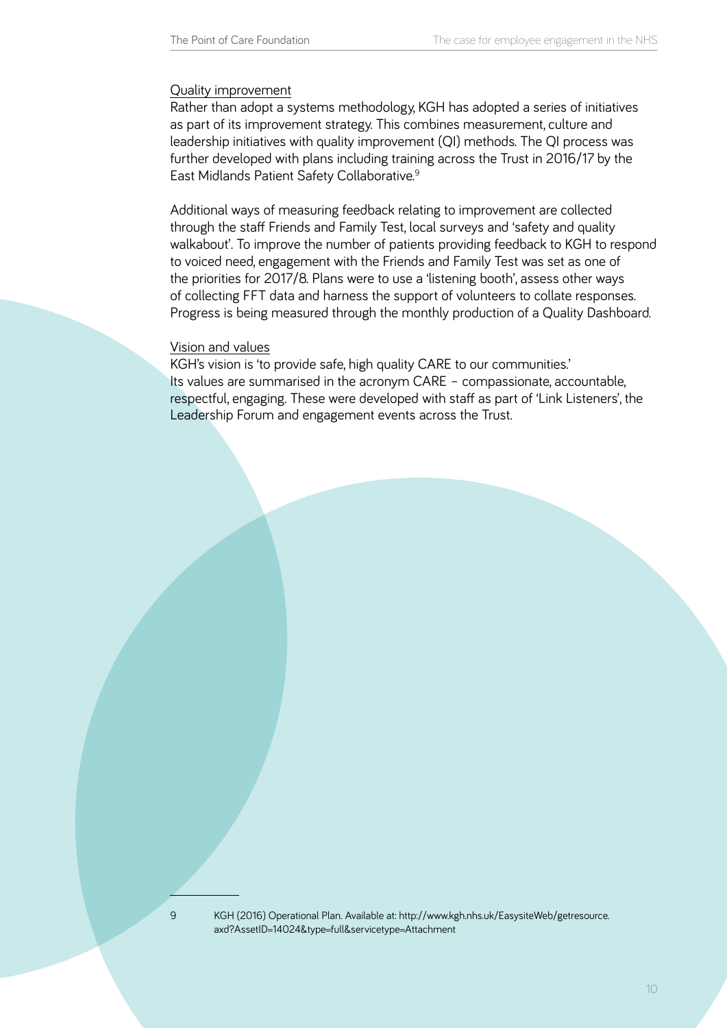### Quality improvement

Rather than adopt a systems methodology, KGH has adopted a series of initiatives as part of its improvement strategy. This combines measurement, culture and leadership initiatives with quality improvement (QI) methods. The QI process was further developed with plans including training across the Trust in 2016/17 by the East Midlands Patient Safety Collaborative.[9]

Additional ways of measuring feedback relating to improvement are collected through the staff Friends and Family Test, local surveys and 'safety and quality walkabout'. To improve the number of patients providing feedback to KGH to respond to voiced need, engagement with the Friends and Family Test was set as one of the priorities for 2017/8. Plans were to use a 'listening booth', assess other ways of collecting FFT data and harness the support of volunteers to collate responses. Progress is being measured through the monthly production of a Quality Dashboard.

### Vision and values

KGH's vision is 'to provide safe, high quality CARE to our communities.' Its values are summarised in the acronym CARE – compassionate, accountable, respectful, engaging. These were developed with staff as part of 'Link Listeners', the Leadership Forum and engagement events across the Trust.

---

9 KGH (2016) Operational Plan. Available at: http://www.kgh.nhs.uk/EasysiteWeb/getresource.axd?AssetID=14024&type=full&servicetype=Attachment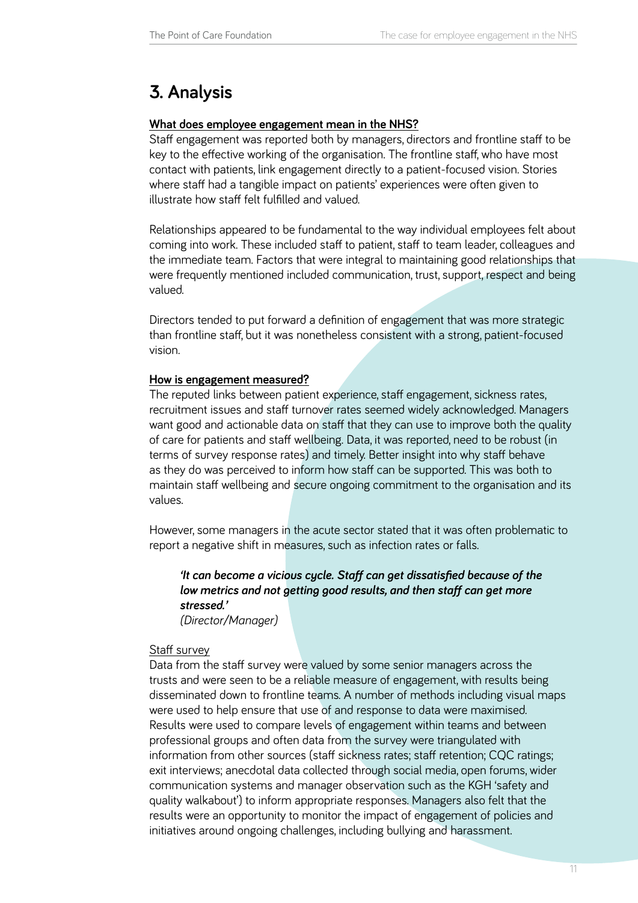## 3. Analysis

**What does employee engagement mean in the NHS?**

Staff engagement was reported both by managers, directors and frontline staff to be key to the effective working of the organisation. The frontline staff, who have most contact with patients, link engagement directly to a patient-focused vision. Stories where staff had a tangible impact on patients' experiences were often given to illustrate how staff felt fulfilled and valued.

Relationships appeared to be fundamental to the way individual employees felt about coming into work. These included staff to patient, staff to team leader, colleagues and the immediate team. Factors that were integral to maintaining good relationships that were frequently mentioned included communication, trust, support, respect and being valued.

Directors tended to put forward a definition of engagement that was more strategic than frontline staff, but it was nonetheless consistent with a strong, patient-focused vision.

**How is engagement measured?**

The reputed links between patient experience, staff engagement, sickness rates, recruitment issues and staff turnover rates seemed widely acknowledged. Managers want good and actionable data on staff that they can use to improve both the quality of care for patients and staff wellbeing. Data, it was reported, need to be robust (in terms of survey response rates) and timely. Better insight into why staff behave as they do was perceived to inform how staff can be supported. This was both to maintain staff wellbeing and secure ongoing commitment to the organisation and its values.

However, some managers in the acute sector stated that it was often problematic to report a negative shift in measures, such as infection rates or falls.

> ***'It can become a vicious cycle. Staff can get dissatisfied because of the low metrics and not getting good results, and then staff can get more stressed.'***
> *(Director/Manager)*

Staff survey

Data from the staff survey were valued by some senior managers across the trusts and were seen to be a reliable measure of engagement, with results being disseminated down to frontline teams. A number of methods including visual maps were used to help ensure that use of and response to data were maximised. Results were used to compare levels of engagement within teams and between professional groups and often data from the survey were triangulated with information from other sources (staff sickness rates; staff retention; CQC ratings; exit interviews; anecdotal data collected through social media, open forums, wider communication systems and manager observation such as the KGH 'safety and quality walkabout') to inform appropriate responses. Managers also felt that the results were an opportunity to monitor the impact of engagement of policies and initiatives around ongoing challenges, including bullying and harassment.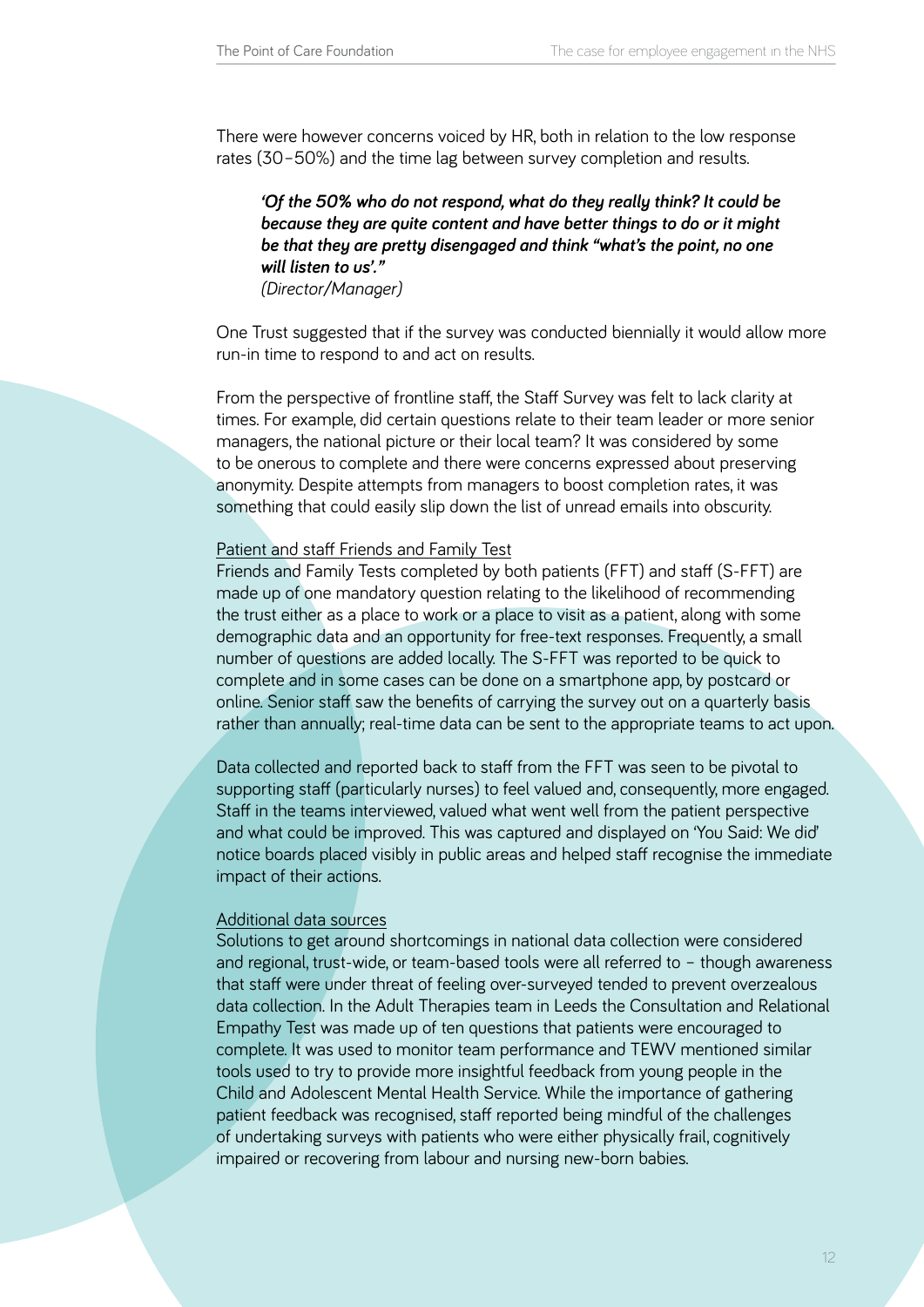There were however concerns voiced by HR, both in relation to the low response rates (30–50%) and the time lag between survey completion and results.

> ***'Of the 50% who do not respond, what do they really think? It could be because they are quite content and have better things to do or it might be that they are pretty disengaged and think "what's the point, no one will listen to us'."***
> *(Director/Manager)*

One Trust suggested that if the survey was conducted biennially it would allow more run-in time to respond to and act on results.

From the perspective of frontline staff, the Staff Survey was felt to lack clarity at times. For example, did certain questions relate to their team leader or more senior managers, the national picture or their local team? It was considered by some to be onerous to complete and there were concerns expressed about preserving anonymity. Despite attempts from managers to boost completion rates, it was something that could easily slip down the list of unread emails into obscurity.

Patient and staff Friends and Family Test

Friends and Family Tests completed by both patients (FFT) and staff (S-FFT) are made up of one mandatory question relating to the likelihood of recommending the trust either as a place to work or a place to visit as a patient, along with some demographic data and an opportunity for free-text responses. Frequently, a small number of questions are added locally. The S-FFT was reported to be quick to complete and in some cases can be done on a smartphone app, by postcard or online. Senior staff saw the benefits of carrying the survey out on a quarterly basis rather than annually; real-time data can be sent to the appropriate teams to act upon.

Data collected and reported back to staff from the FFT was seen to be pivotal to supporting staff (particularly nurses) to feel valued and, consequently, more engaged. Staff in the teams interviewed, valued what went well from the patient perspective and what could be improved. This was captured and displayed on 'You Said: We did' notice boards placed visibly in public areas and helped staff recognise the immediate impact of their actions.

Additional data sources

Solutions to get around shortcomings in national data collection were considered and regional, trust-wide, or team-based tools were all referred to – though awareness that staff were under threat of feeling over-surveyed tended to prevent overzealous data collection. In the Adult Therapies team in Leeds the Consultation and Relational Empathy Test was made up of ten questions that patients were encouraged to complete. It was used to monitor team performance and TEWV mentioned similar tools used to try to provide more insightful feedback from young people in the Child and Adolescent Mental Health Service. While the importance of gathering patient feedback was recognised, staff reported being mindful of the challenges of undertaking surveys with patients who were either physically frail, cognitively impaired or recovering from labour and nursing new-born babies.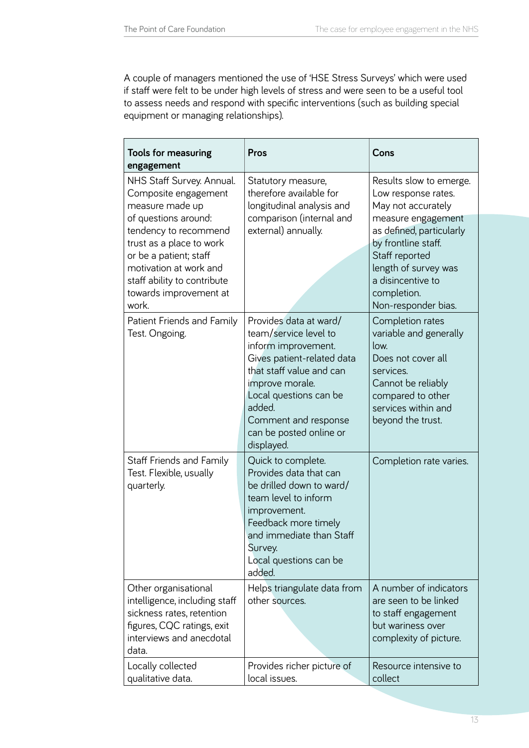A couple of managers mentioned the use of 'HSE Stress Surveys' which were used if staff were felt to be under high levels of stress and were seen to be a useful tool to assess needs and respond with specific interventions (such as building special equipment or managing relationships).

| Tools for measuring engagement | Pros | Cons |
|---|---|---|
| NHS Staff Survey. Annual. Composite engagement measure made up of questions around: tendency to recommend trust as a place to work or be a patient; staff motivation at work and staff ability to contribute towards improvement at work. | Statutory measure, therefore available for longitudinal analysis and comparison (internal and external) annually. | Results slow to emerge. Low response rates. May not accurately measure engagement as defined, particularly by frontline staff. Staff reported length of survey was a disincentive to completion. Non-responder bias. |
| Patient Friends and Family Test. Ongoing. | Provides data at ward/team/service level to inform improvement. Gives patient-related data that staff value and can improve morale. Local questions can be added. Comment and response can be posted online or displayed. | Completion rates variable and generally low. Does not cover all services. Cannot be reliably compared to other services within and beyond the trust. |
| Staff Friends and Family Test. Flexible, usually quarterly. | Quick to complete. Provides data that can be drilled down to ward/team level to inform improvement. Feedback more timely and immediate than Staff Survey. Local questions can be added. | Completion rate varies. |
| Other organisational intelligence, including staff sickness rates, retention figures, CQC ratings, exit interviews and anecdotal data. | Helps triangulate data from other sources. | A number of indicators are seen to be linked to staff engagement but wariness over complexity of picture. |
| Locally collected qualitative data. | Provides richer picture of local issues. | Resource intensive to collect |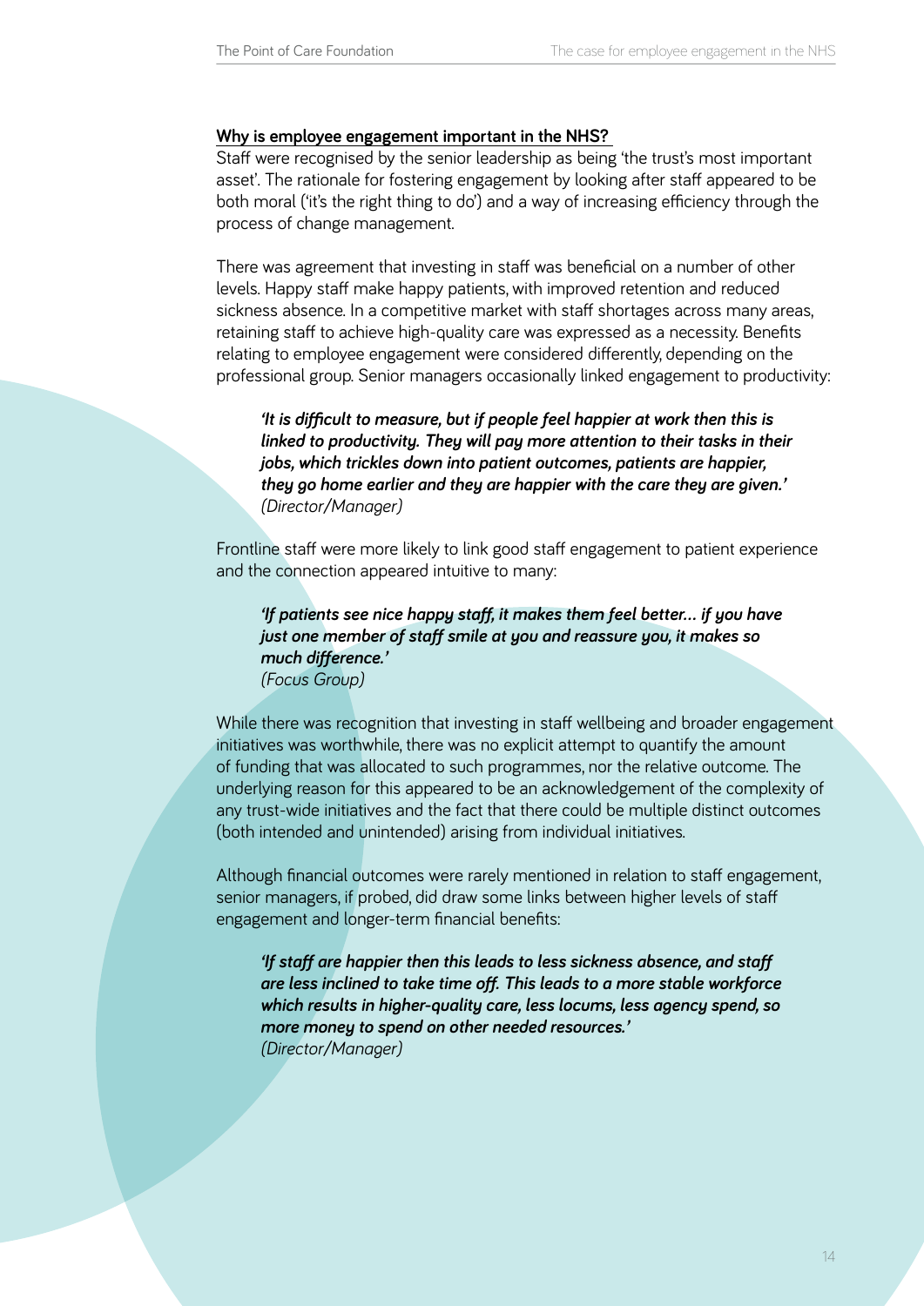## Why is employee engagement important in the NHS?

Staff were recognised by the senior leadership as being 'the trust's most important asset'. The rationale for fostering engagement by looking after staff appeared to be both moral ('it's the right thing to do') and a way of increasing efficiency through the process of change management.

There was agreement that investing in staff was beneficial on a number of other levels. Happy staff make happy patients, with improved retention and reduced sickness absence. In a competitive market with staff shortages across many areas, retaining staff to achieve high-quality care was expressed as a necessity. Benefits relating to employee engagement were considered differently, depending on the professional group. Senior managers occasionally linked engagement to productivity:

> ***'It is difficult to measure, but if people feel happier at work then this is linked to productivity. They will pay more attention to their tasks in their jobs, which trickles down into patient outcomes, patients are happier, they go home earlier and they are happier with the care they are given.'***
> *(Director/Manager)*

Frontline staff were more likely to link good staff engagement to patient experience and the connection appeared intuitive to many:

> ***'If patients see nice happy staff, it makes them feel better… if you have just one member of staff smile at you and reassure you, it makes so much difference.'***
> *(Focus Group)*

While there was recognition that investing in staff wellbeing and broader engagement initiatives was worthwhile, there was no explicit attempt to quantify the amount of funding that was allocated to such programmes, nor the relative outcome. The underlying reason for this appeared to be an acknowledgement of the complexity of any trust-wide initiatives and the fact that there could be multiple distinct outcomes (both intended and unintended) arising from individual initiatives.

Although financial outcomes were rarely mentioned in relation to staff engagement, senior managers, if probed, did draw some links between higher levels of staff engagement and longer-term financial benefits:

> ***'If staff are happier then this leads to less sickness absence, and staff are less inclined to take time off. This leads to a more stable workforce which results in higher-quality care, less locums, less agency spend, so more money to spend on other needed resources.'***
> *(Director/Manager)*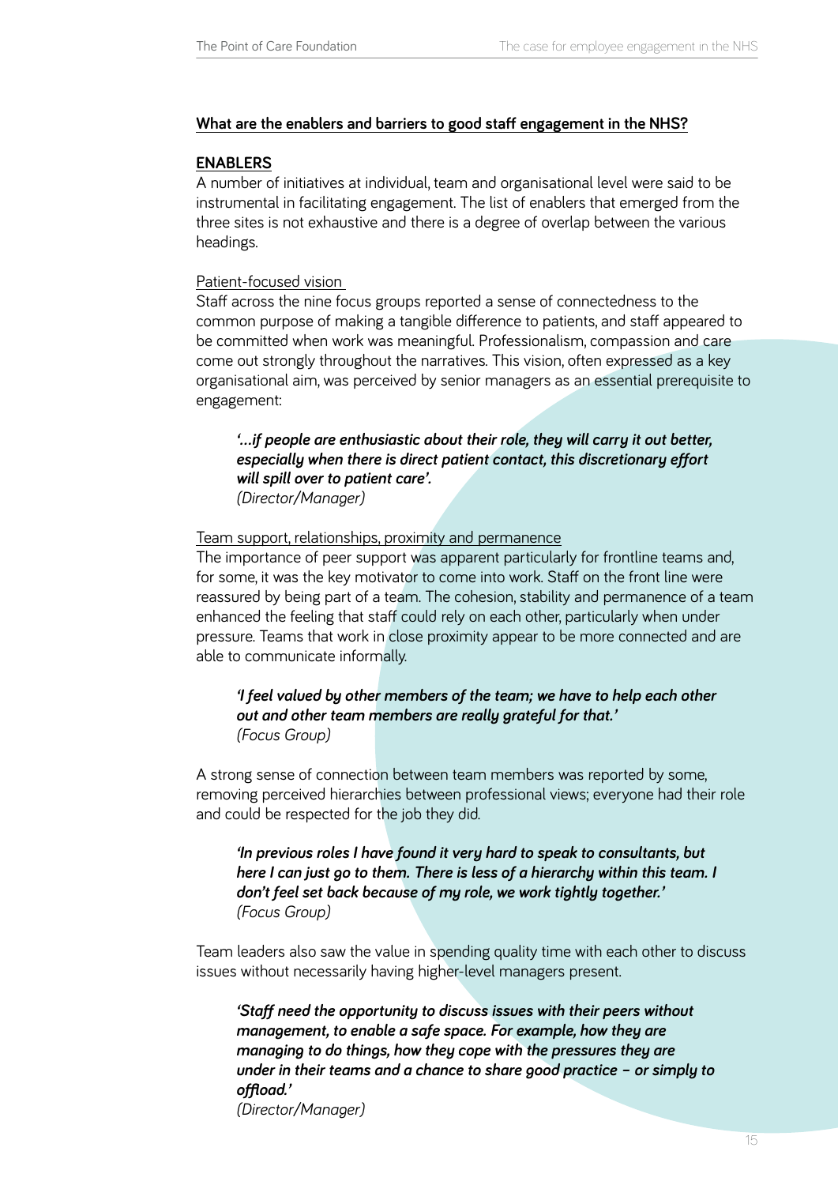## What are the enablers and barriers to good staff engagement in the NHS?

### ENABLERS

A number of initiatives at individual, team and organisational level were said to be instrumental in facilitating engagement. The list of enablers that emerged from the three sites is not exhaustive and there is a degree of overlap between the various headings.

#### Patient-focused vision

Staff across the nine focus groups reported a sense of connectedness to the common purpose of making a tangible difference to patients, and staff appeared to be committed when work was meaningful. Professionalism, compassion and care come out strongly throughout the narratives. This vision, often expressed as a key organisational aim, was perceived by senior managers as an essential prerequisite to engagement:

> ***'…if people are enthusiastic about their role, they will carry it out better, especially when there is direct patient contact, this discretionary effort will spill over to patient care'.***
> *(Director/Manager)*

#### Team support, relationships, proximity and permanence

The importance of peer support was apparent particularly for frontline teams and, for some, it was the key motivator to come into work. Staff on the front line were reassured by being part of a team. The cohesion, stability and permanence of a team enhanced the feeling that staff could rely on each other, particularly when under pressure. Teams that work in close proximity appear to be more connected and are able to communicate informally.

> ***'I feel valued by other members of the team; we have to help each other out and other team members are really grateful for that.'***
> *(Focus Group)*

A strong sense of connection between team members was reported by some, removing perceived hierarchies between professional views; everyone had their role and could be respected for the job they did.

> ***'In previous roles I have found it very hard to speak to consultants, but here I can just go to them. There is less of a hierarchy within this team. I don't feel set back because of my role, we work tightly together.'***
> *(Focus Group)*

Team leaders also saw the value in spending quality time with each other to discuss issues without necessarily having higher-level managers present.

> ***'Staff need the opportunity to discuss issues with their peers without management, to enable a safe space. For example, how they are managing to do things, how they cope with the pressures they are under in their teams and a chance to share good practice – or simply to offload.'***
> *(Director/Manager)*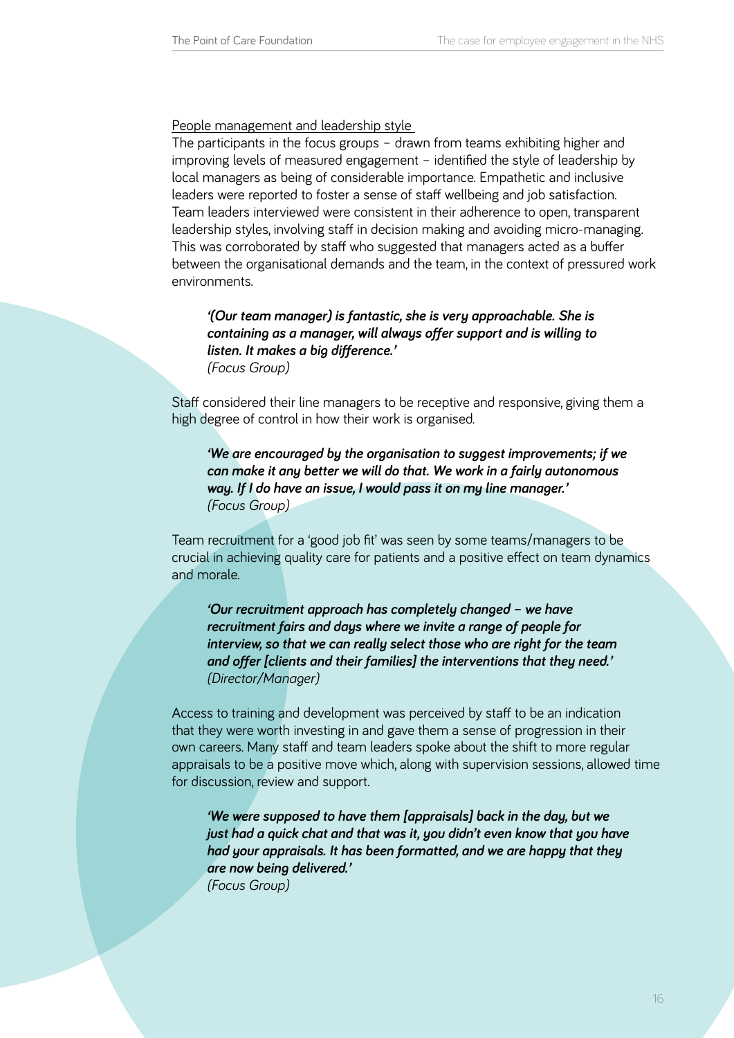People management and leadership style

The participants in the focus groups – drawn from teams exhibiting higher and improving levels of measured engagement – identified the style of leadership by local managers as being of considerable importance. Empathetic and inclusive leaders were reported to foster a sense of staff wellbeing and job satisfaction. Team leaders interviewed were consistent in their adherence to open, transparent leadership styles, involving staff in decision making and avoiding micro-managing. This was corroborated by staff who suggested that managers acted as a buffer between the organisational demands and the team, in the context of pressured work environments.

> ***'(Our team manager) is fantastic, she is very approachable. She is containing as a manager, will always offer support and is willing to listen. It makes a big difference.'***
> *(Focus Group)*

Staff considered their line managers to be receptive and responsive, giving them a high degree of control in how their work is organised.

> ***'We are encouraged by the organisation to suggest improvements; if we can make it any better we will do that. We work in a fairly autonomous way. If I do have an issue, I would pass it on my line manager.'***
> *(Focus Group)*

Team recruitment for a 'good job fit' was seen by some teams/managers to be crucial in achieving quality care for patients and a positive effect on team dynamics and morale.

> ***'Our recruitment approach has completely changed – we have recruitment fairs and days where we invite a range of people for interview, so that we can really select those who are right for the team and offer [clients and their families] the interventions that they need.'***
> *(Director/Manager)*

Access to training and development was perceived by staff to be an indication that they were worth investing in and gave them a sense of progression in their own careers. Many staff and team leaders spoke about the shift to more regular appraisals to be a positive move which, along with supervision sessions, allowed time for discussion, review and support.

> ***'We were supposed to have them [appraisals] back in the day, but we just had a quick chat and that was it, you didn't even know that you have had your appraisals. It has been formatted, and we are happy that they are now being delivered.'***
> *(Focus Group)*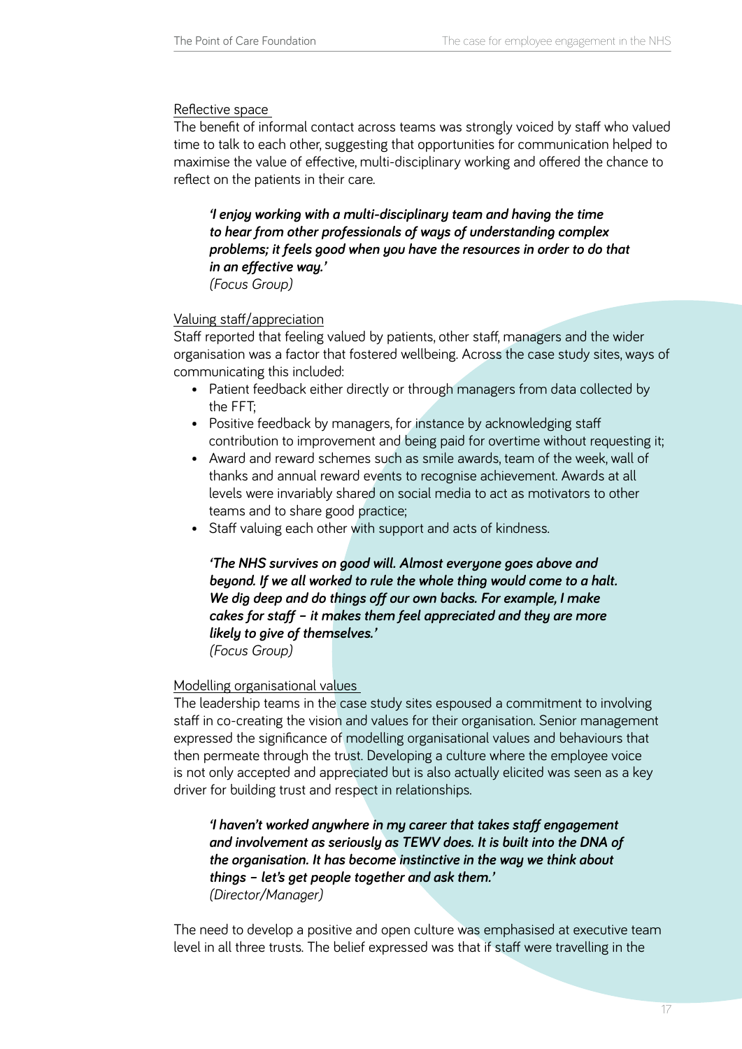Reflective space

The benefit of informal contact across teams was strongly voiced by staff who valued time to talk to each other, suggesting that opportunities for communication helped to maximise the value of effective, multi-disciplinary working and offered the chance to reflect on the patients in their care.

> ***'I enjoy working with a multi-disciplinary team and having the time to hear from other professionals of ways of understanding complex problems; it feels good when you have the resources in order to do that in an effective way.'***
> *(Focus Group)*

Valuing staff/appreciation

Staff reported that feeling valued by patients, other staff, managers and the wider organisation was a factor that fostered wellbeing. Across the case study sites, ways of communicating this included:

- Patient feedback either directly or through managers from data collected by the FFT;
- Positive feedback by managers, for instance by acknowledging staff contribution to improvement and being paid for overtime without requesting it;
- Award and reward schemes such as smile awards, team of the week, wall of thanks and annual reward events to recognise achievement. Awards at all levels were invariably shared on social media to act as motivators to other teams and to share good practice;
- Staff valuing each other with support and acts of kindness.

> ***'The NHS survives on good will. Almost everyone goes above and beyond. If we all worked to rule the whole thing would come to a halt. We dig deep and do things off our own backs. For example, I make cakes for staff – it makes them feel appreciated and they are more likely to give of themselves.'***
> *(Focus Group)*

Modelling organisational values

The leadership teams in the case study sites espoused a commitment to involving staff in co-creating the vision and values for their organisation. Senior management expressed the significance of modelling organisational values and behaviours that then permeate through the trust. Developing a culture where the employee voice is not only accepted and appreciated but is also actually elicited was seen as a key driver for building trust and respect in relationships.

> ***'I haven't worked anywhere in my career that takes staff engagement and involvement as seriously as TEWV does. It is built into the DNA of the organisation. It has become instinctive in the way we think about things – let's get people together and ask them.'***
> *(Director/Manager)*

The need to develop a positive and open culture was emphasised at executive team level in all three trusts. The belief expressed was that if staff were travelling in the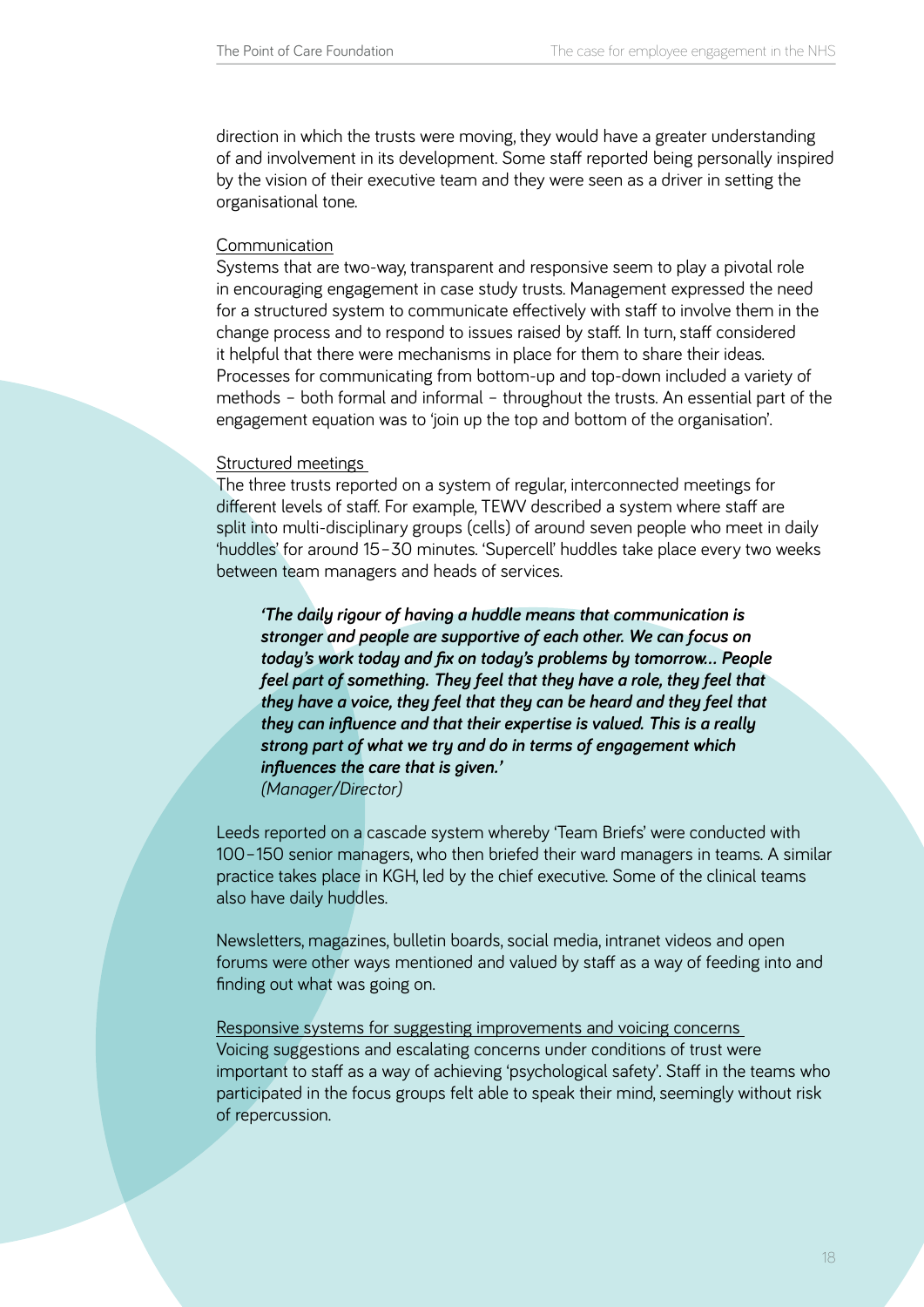direction in which the trusts were moving, they would have a greater understanding of and involvement in its development. Some staff reported being personally inspired by the vision of their executive team and they were seen as a driver in setting the organisational tone.

### Communication

Systems that are two-way, transparent and responsive seem to play a pivotal role in encouraging engagement in case study trusts. Management expressed the need for a structured system to communicate effectively with staff to involve them in the change process and to respond to issues raised by staff. In turn, staff considered it helpful that there were mechanisms in place for them to share their ideas. Processes for communicating from bottom-up and top-down included a variety of methods – both formal and informal – throughout the trusts. An essential part of the engagement equation was to 'join up the top and bottom of the organisation'.

### Structured meetings

The three trusts reported on a system of regular, interconnected meetings for different levels of staff. For example, TEWV described a system where staff are split into multi-disciplinary groups (cells) of around seven people who meet in daily 'huddles' for around 15–30 minutes. 'Supercell' huddles take place every two weeks between team managers and heads of services.

> ***'The daily rigour of having a huddle means that communication is stronger and people are supportive of each other. We can focus on today's work today and fix on today's problems by tomorrow… People feel part of something. They feel that they have a role, they feel that they have a voice, they feel that they can be heard and they feel that they can influence and that their expertise is valued. This is a really strong part of what we try and do in terms of engagement which influences the care that is given.'***
> *(Manager/Director)*

Leeds reported on a cascade system whereby 'Team Briefs' were conducted with 100–150 senior managers, who then briefed their ward managers in teams. A similar practice takes place in KGH, led by the chief executive. Some of the clinical teams also have daily huddles.

Newsletters, magazines, bulletin boards, social media, intranet videos and open forums were other ways mentioned and valued by staff as a way of feeding into and finding out what was going on.

### Responsive systems for suggesting improvements and voicing concerns

Voicing suggestions and escalating concerns under conditions of trust were important to staff as a way of achieving 'psychological safety'. Staff in the teams who participated in the focus groups felt able to speak their mind, seemingly without risk of repercussion.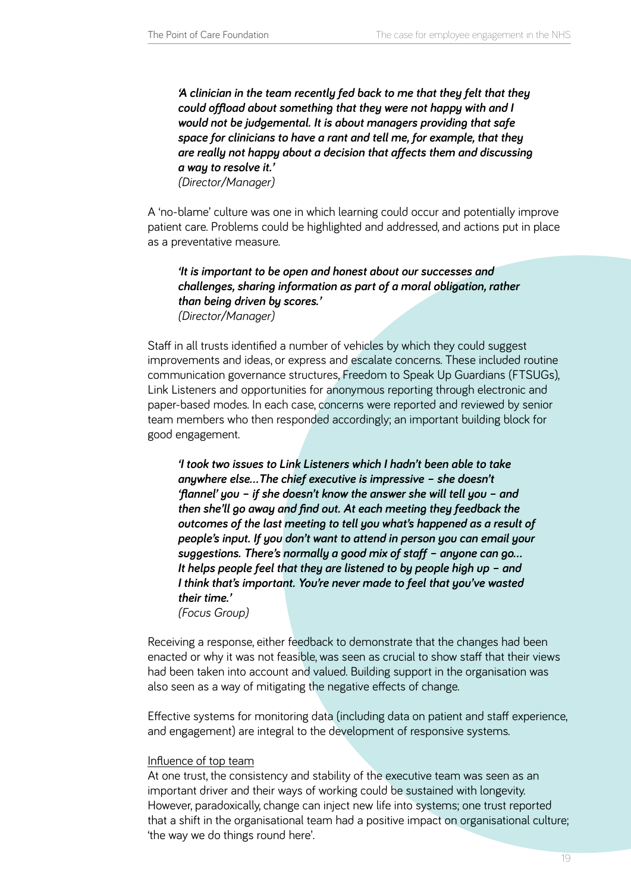***'A clinician in the team recently fed back to me that they felt that they could offload about something that they were not happy with and I would not be judgemental. It is about managers providing that safe space for clinicians to have a rant and tell me, for example, that they are really not happy about a decision that affects them and discussing a way to resolve it.'***
*(Director/Manager)*

A 'no-blame' culture was one in which learning could occur and potentially improve patient care. Problems could be highlighted and addressed, and actions put in place as a preventative measure.

***'It is important to be open and honest about our successes and challenges, sharing information as part of a moral obligation, rather than being driven by scores.'***
*(Director/Manager)*

Staff in all trusts identified a number of vehicles by which they could suggest improvements and ideas, or express and escalate concerns. These included routine communication governance structures, Freedom to Speak Up Guardians (FTSUGs), Link Listeners and opportunities for anonymous reporting through electronic and paper-based modes. In each case, concerns were reported and reviewed by senior team members who then responded accordingly; an important building block for good engagement.

***'I took two issues to Link Listeners which I hadn't been able to take anywhere else…The chief executive is impressive – she doesn't 'flannel' you – if she doesn't know the answer she will tell you – and then she'll go away and find out. At each meeting they feedback the outcomes of the last meeting to tell you what's happened as a result of people's input. If you don't want to attend in person you can email your suggestions. There's normally a good mix of staff – anyone can go… It helps people feel that they are listened to by people high up – and I think that's important. You're never made to feel that you've wasted their time.'***
*(Focus Group)*

Receiving a response, either feedback to demonstrate that the changes had been enacted or why it was not feasible, was seen as crucial to show staff that their views had been taken into account and valued. Building support in the organisation was also seen as a way of mitigating the negative effects of change.

Effective systems for monitoring data (including data on patient and staff experience, and engagement) are integral to the development of responsive systems.

<u>Influence of top team</u>
At one trust, the consistency and stability of the executive team was seen as an important driver and their ways of working could be sustained with longevity. However, paradoxically, change can inject new life into systems; one trust reported that a shift in the organisational team had a positive impact on organisational culture; 'the way we do things round here'.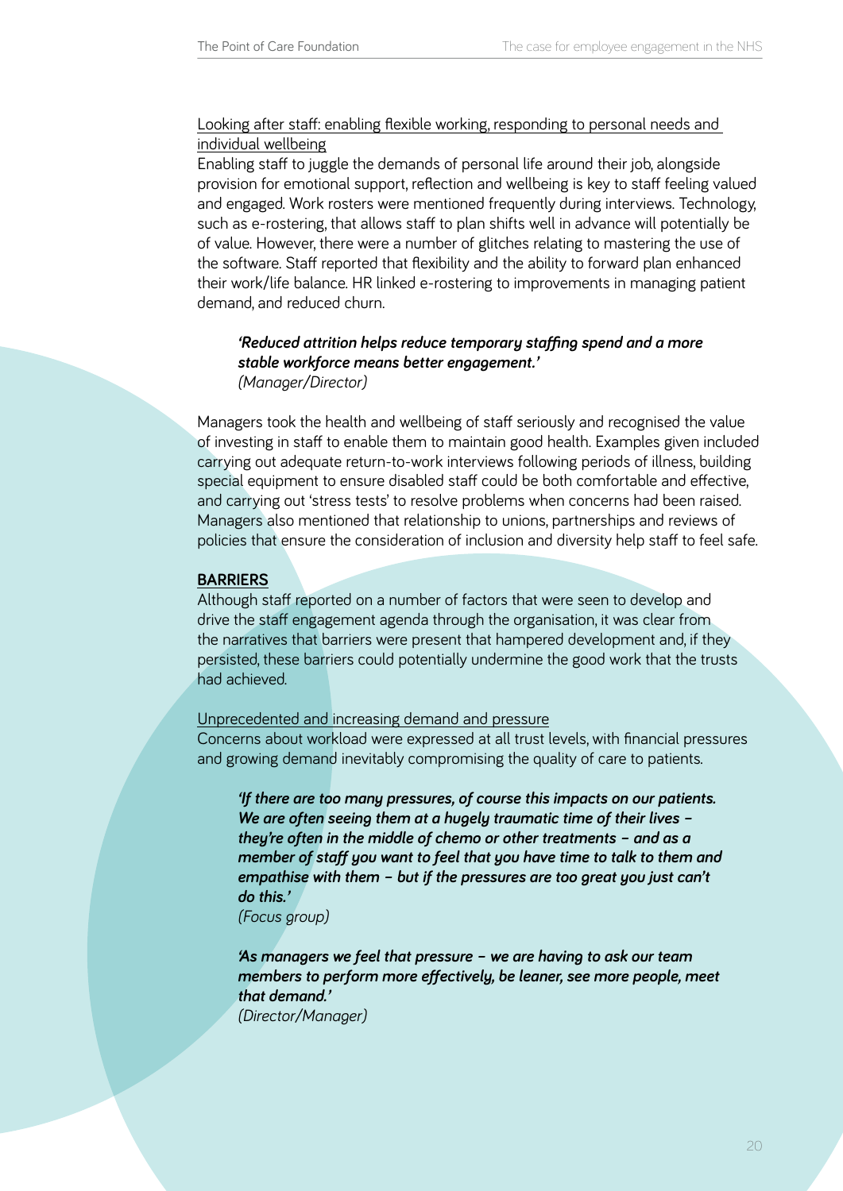Looking after staff: enabling flexible working, responding to personal needs and individual wellbeing

Enabling staff to juggle the demands of personal life around their job, alongside provision for emotional support, reflection and wellbeing is key to staff feeling valued and engaged. Work rosters were mentioned frequently during interviews. Technology, such as e-rostering, that allows staff to plan shifts well in advance will potentially be of value. However, there were a number of glitches relating to mastering the use of the software. Staff reported that flexibility and the ability to forward plan enhanced their work/life balance. HR linked e-rostering to improvements in managing patient demand, and reduced churn.

> ***'Reduced attrition helps reduce temporary staffing spend and a more stable workforce means better engagement.'***
> *(Manager/Director)*

Managers took the health and wellbeing of staff seriously and recognised the value of investing in staff to enable them to maintain good health. Examples given included carrying out adequate return-to-work interviews following periods of illness, building special equipment to ensure disabled staff could be both comfortable and effective, and carrying out 'stress tests' to resolve problems when concerns had been raised. Managers also mentioned that relationship to unions, partnerships and reviews of policies that ensure the consideration of inclusion and diversity help staff to feel safe.

## BARRIERS

Although staff reported on a number of factors that were seen to develop and drive the staff engagement agenda through the organisation, it was clear from the narratives that barriers were present that hampered development and, if they persisted, these barriers could potentially undermine the good work that the trusts had achieved.

Unprecedented and increasing demand and pressure

Concerns about workload were expressed at all trust levels, with financial pressures and growing demand inevitably compromising the quality of care to patients.

> ***'If there are too many pressures, of course this impacts on our patients. We are often seeing them at a hugely traumatic time of their lives – they're often in the middle of chemo or other treatments – and as a member of staff you want to feel that you have time to talk to them and empathise with them – but if the pressures are too great you just can't do this.'***
> *(Focus group)*

> ***'As managers we feel that pressure – we are having to ask our team members to perform more effectively, be leaner, see more people, meet that demand.'***
> *(Director/Manager)*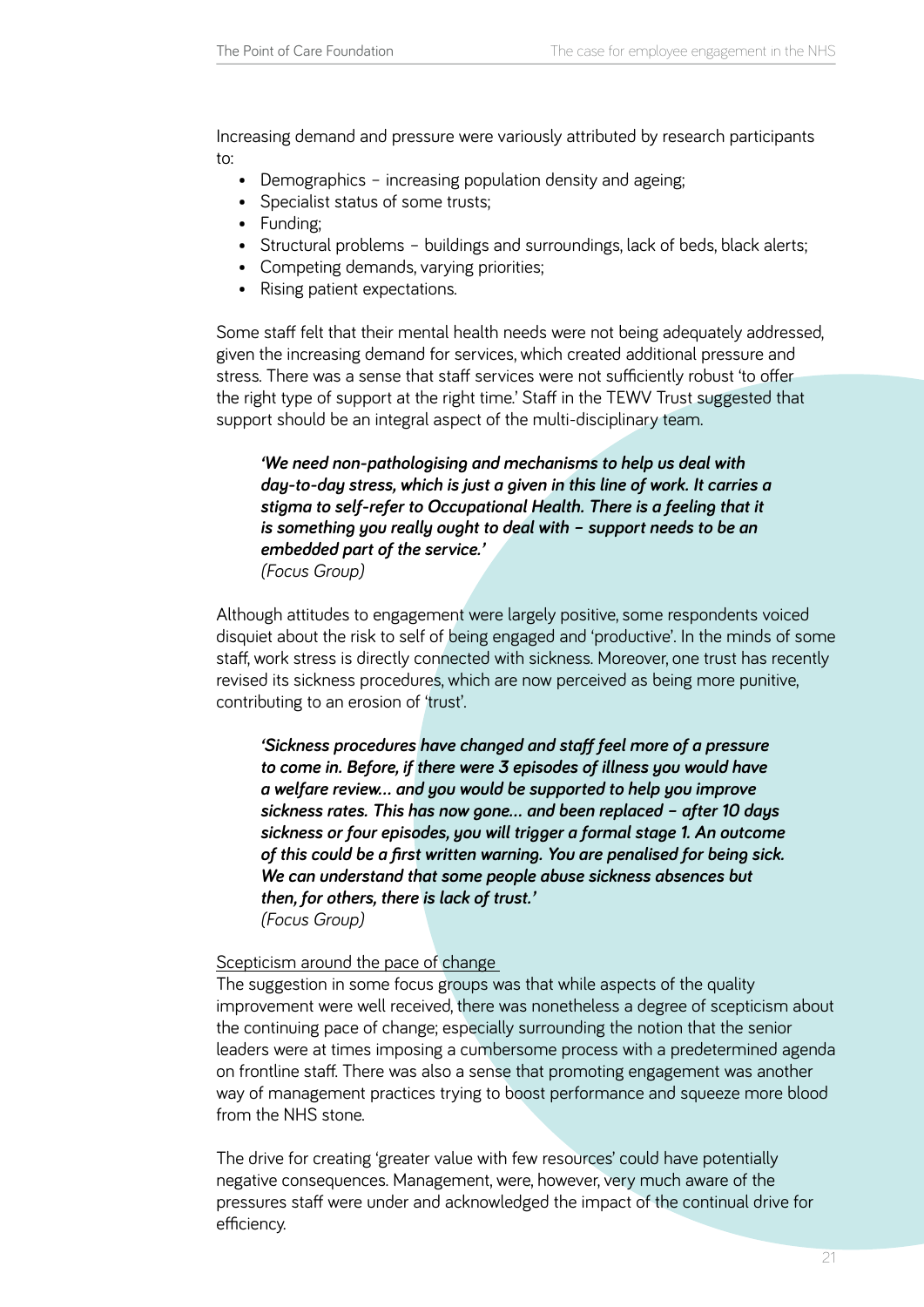Increasing demand and pressure were variously attributed by research participants to:

- Demographics – increasing population density and ageing;
- Specialist status of some trusts;
- Funding;
- Structural problems – buildings and surroundings, lack of beds, black alerts;
- Competing demands, varying priorities;
- Rising patient expectations.

Some staff felt that their mental health needs were not being adequately addressed, given the increasing demand for services, which created additional pressure and stress. There was a sense that staff services were not sufficiently robust 'to offer the right type of support at the right time.' Staff in the TEWV Trust suggested that support should be an integral aspect of the multi-disciplinary team.

> ***'We need non-pathologising and mechanisms to help us deal with day-to-day stress, which is just a given in this line of work. It carries a stigma to self-refer to Occupational Health. There is a feeling that it is something you really ought to deal with – support needs to be an embedded part of the service.'***
> *(Focus Group)*

Although attitudes to engagement were largely positive, some respondents voiced disquiet about the risk to self of being engaged and 'productive'. In the minds of some staff, work stress is directly connected with sickness. Moreover, one trust has recently revised its sickness procedures, which are now perceived as being more punitive, contributing to an erosion of 'trust'.

> ***'Sickness procedures have changed and staff feel more of a pressure to come in. Before, if there were 3 episodes of illness you would have a welfare review… and you would be supported to help you improve sickness rates. This has now gone… and been replaced – after 10 days sickness or four episodes, you will trigger a formal stage 1. An outcome of this could be a first written warning. You are penalised for being sick. We can understand that some people abuse sickness absences but then, for others, there is lack of trust.'***
> *(Focus Group)*

<u>Scepticism around the pace of change</u>

The suggestion in some focus groups was that while aspects of the quality improvement were well received, there was nonetheless a degree of scepticism about the continuing pace of change; especially surrounding the notion that the senior leaders were at times imposing a cumbersome process with a predetermined agenda on frontline staff. There was also a sense that promoting engagement was another way of management practices trying to boost performance and squeeze more blood from the NHS stone.

The drive for creating 'greater value with few resources' could have potentially negative consequences. Management, were, however, very much aware of the pressures staff were under and acknowledged the impact of the continual drive for efficiency.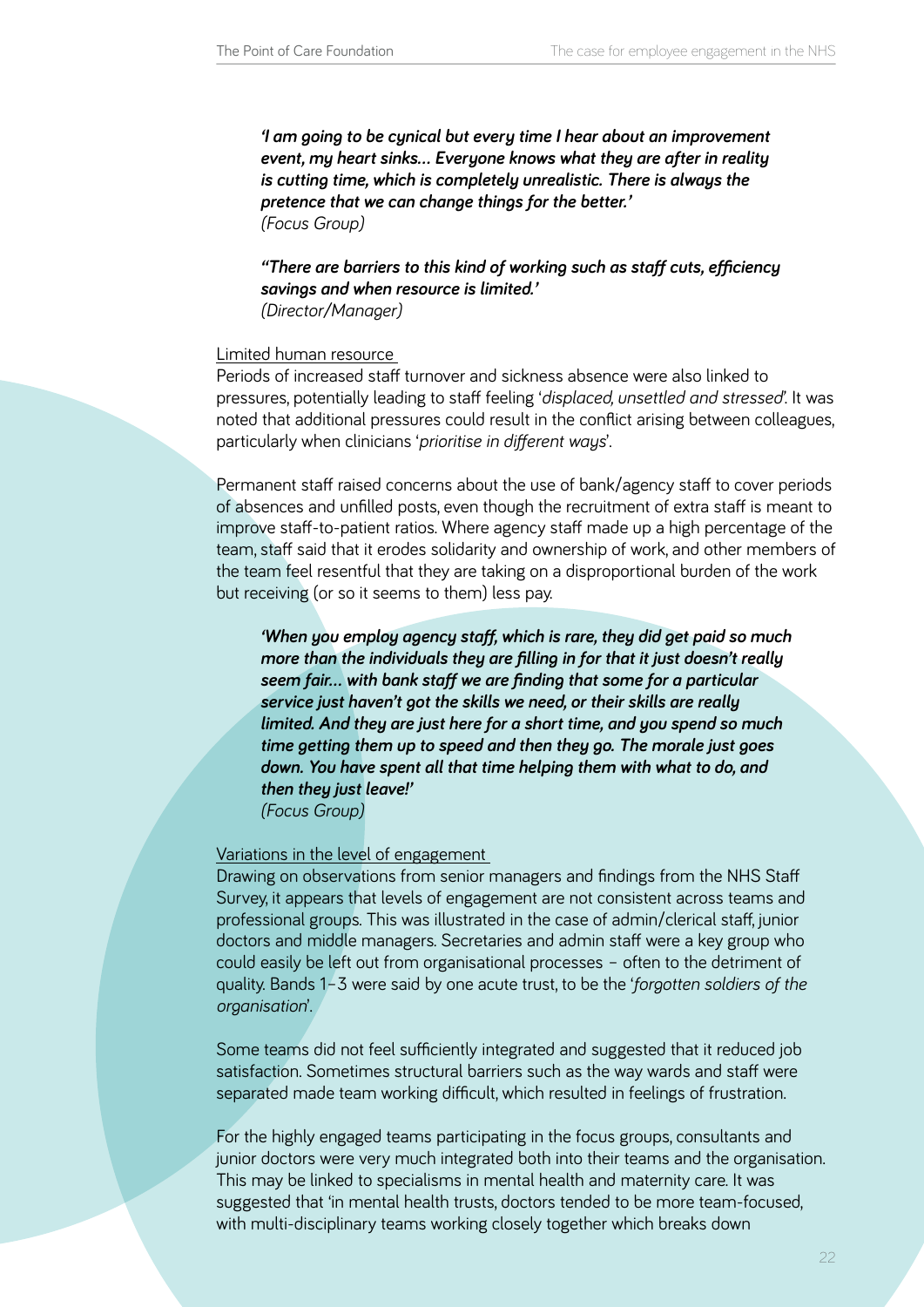***'I am going to be cynical but every time I hear about an improvement event, my heart sinks... Everyone knows what they are after in reality is cutting time, which is completely unrealistic. There is always the pretence that we can change things for the better.'***
*(Focus Group)*

***"There are barriers to this kind of working such as staff cuts, efficiency savings and when resource is limited.'***
*(Director/Manager)*

<u>Limited human resource</u>
Periods of increased staff turnover and sickness absence were also linked to pressures, potentially leading to staff feeling '*displaced, unsettled and stressed*'. It was noted that additional pressures could result in the conflict arising between colleagues, particularly when clinicians '*prioritise in different ways*'.

Permanent staff raised concerns about the use of bank/agency staff to cover periods of absences and unfilled posts, even though the recruitment of extra staff is meant to improve staff-to-patient ratios. Where agency staff made up a high percentage of the team, staff said that it erodes solidarity and ownership of work, and other members of the team feel resentful that they are taking on a disproportional burden of the work but receiving (or so it seems to them) less pay.

***'When you employ agency staff, which is rare, they did get paid so much more than the individuals they are filling in for that it just doesn't really seem fair... with bank staff we are finding that some for a particular service just haven't got the skills we need, or their skills are really limited. And they are just here for a short time, and you spend so much time getting them up to speed and then they go. The morale just goes down. You have spent all that time helping them with what to do, and then they just leave!'***
*(Focus Group)*

<u>Variations in the level of engagement</u>
Drawing on observations from senior managers and findings from the NHS Staff Survey, it appears that levels of engagement are not consistent across teams and professional groups. This was illustrated in the case of admin/clerical staff, junior doctors and middle managers. Secretaries and admin staff were a key group who could easily be left out from organisational processes – often to the detriment of quality. Bands 1–3 were said by one acute trust, to be the '*forgotten soldiers of the organisation*'.

Some teams did not feel sufficiently integrated and suggested that it reduced job satisfaction. Sometimes structural barriers such as the way wards and staff were separated made team working difficult, which resulted in feelings of frustration.

For the highly engaged teams participating in the focus groups, consultants and junior doctors were very much integrated both into their teams and the organisation. This may be linked to specialisms in mental health and maternity care. It was suggested that 'in mental health trusts, doctors tended to be more team-focused, with multi-disciplinary teams working closely together which breaks down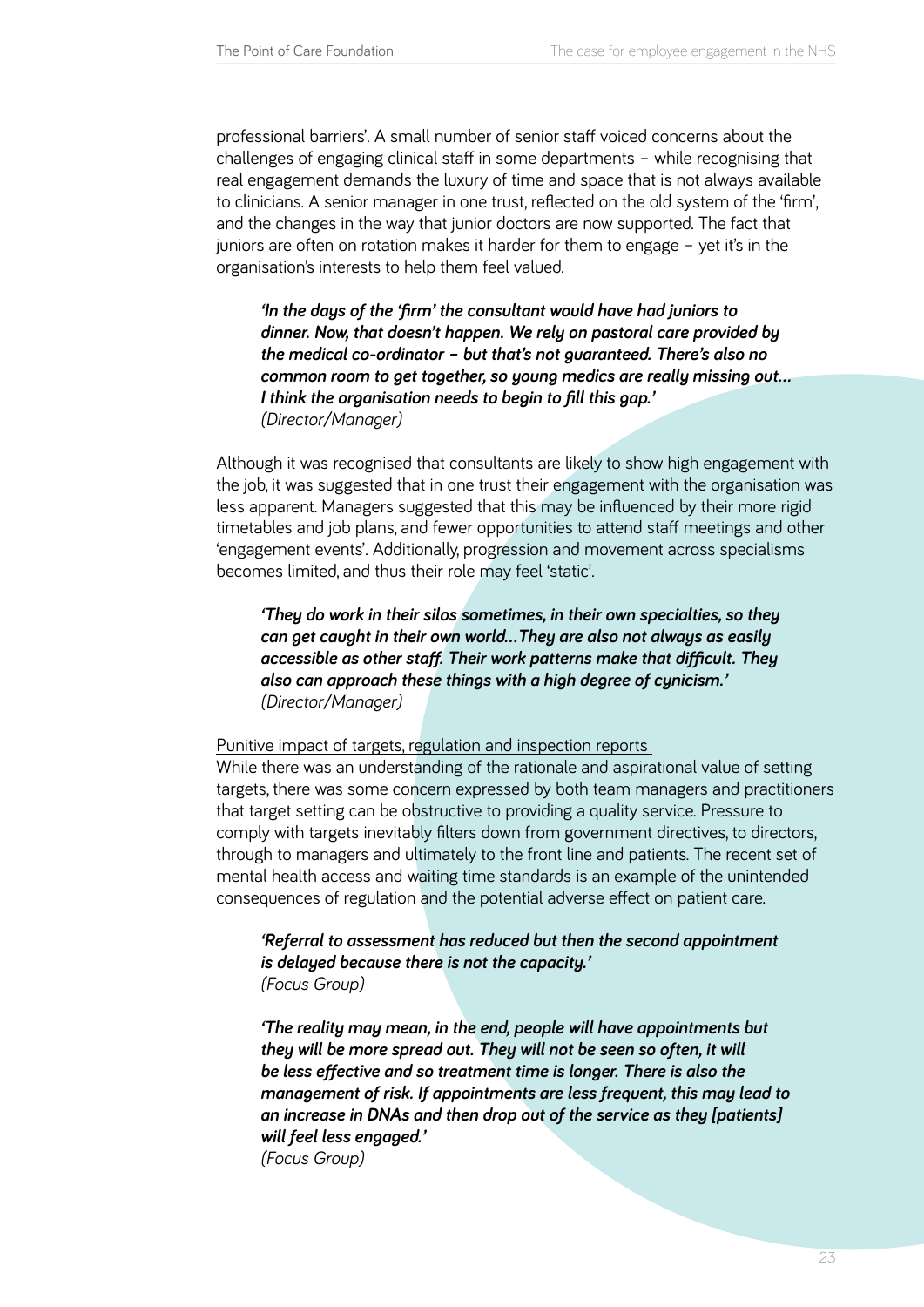professional barriers'. A small number of senior staff voiced concerns about the challenges of engaging clinical staff in some departments – while recognising that real engagement demands the luxury of time and space that is not always available to clinicians. A senior manager in one trust, reflected on the old system of the 'firm', and the changes in the way that junior doctors are now supported. The fact that juniors are often on rotation makes it harder for them to engage – yet it's in the organisation's interests to help them feel valued.

> ***'In the days of the 'firm' the consultant would have had juniors to dinner. Now, that doesn't happen. We rely on pastoral care provided by the medical co-ordinator – but that's not guaranteed. There's also no common room to get together, so young medics are really missing out… I think the organisation needs to begin to fill this gap.'***
> *(Director/Manager)*

Although it was recognised that consultants are likely to show high engagement with the job, it was suggested that in one trust their engagement with the organisation was less apparent. Managers suggested that this may be influenced by their more rigid timetables and job plans, and fewer opportunities to attend staff meetings and other 'engagement events'. Additionally, progression and movement across specialisms becomes limited, and thus their role may feel 'static'.

> ***'They do work in their silos sometimes, in their own specialties, so they can get caught in their own world…They are also not always as easily accessible as other staff. Their work patterns make that difficult. They also can approach these things with a high degree of cynicism.'***
> *(Director/Manager)*

<u>Punitive impact of targets, regulation and inspection reports</u>

While there was an understanding of the rationale and aspirational value of setting targets, there was some concern expressed by both team managers and practitioners that target setting can be obstructive to providing a quality service. Pressure to comply with targets inevitably filters down from government directives, to directors, through to managers and ultimately to the front line and patients. The recent set of mental health access and waiting time standards is an example of the unintended consequences of regulation and the potential adverse effect on patient care.

> ***'Referral to assessment has reduced but then the second appointment is delayed because there is not the capacity.'***
> *(Focus Group)*

> ***'The reality may mean, in the end, people will have appointments but they will be more spread out. They will not be seen so often, it will be less effective and so treatment time is longer. There is also the management of risk. If appointments are less frequent, this may lead to an increase in DNAs and then drop out of the service as they [patients] will feel less engaged.'***
> *(Focus Group)*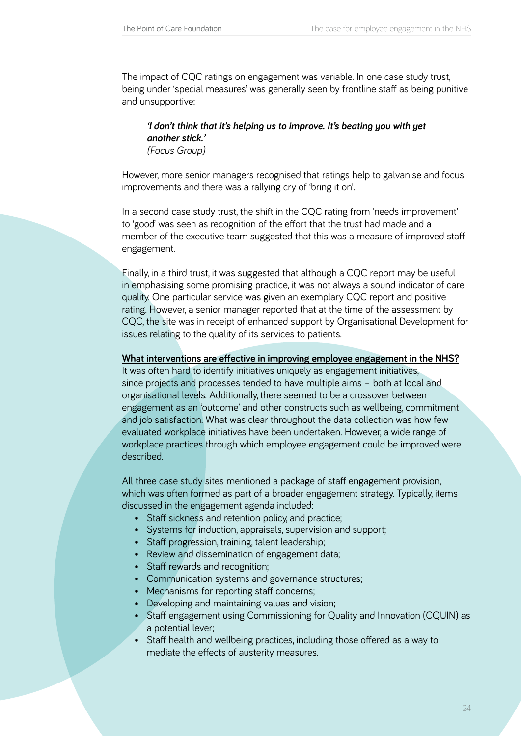The impact of CQC ratings on engagement was variable. In one case study trust, being under 'special measures' was generally seen by frontline staff as being punitive and unsupportive:

> ***'I don't think that it's helping us to improve. It's beating you with yet another stick.'***
> *(Focus Group)*

However, more senior managers recognised that ratings help to galvanise and focus improvements and there was a rallying cry of 'bring it on'.

In a second case study trust, the shift in the CQC rating from 'needs improvement' to 'good' was seen as recognition of the effort that the trust had made and a member of the executive team suggested that this was a measure of improved staff engagement.

Finally, in a third trust, it was suggested that although a CQC report may be useful in emphasising some promising practice, it was not always a sound indicator of care quality. One particular service was given an exemplary CQC report and positive rating. However, a senior manager reported that at the time of the assessment by CQC, the site was in receipt of enhanced support by Organisational Development for issues relating to the quality of its services to patients.

**What interventions are effective in improving employee engagement in the NHS?**

It was often hard to identify initiatives uniquely as engagement initiatives, since projects and processes tended to have multiple aims – both at local and organisational levels. Additionally, there seemed to be a crossover between engagement as an 'outcome' and other constructs such as wellbeing, commitment and job satisfaction. What was clear throughout the data collection was how few evaluated workplace initiatives have been undertaken. However, a wide range of workplace practices through which employee engagement could be improved were described.

All three case study sites mentioned a package of staff engagement provision, which was often formed as part of a broader engagement strategy. Typically, items discussed in the engagement agenda included:

- Staff sickness and retention policy, and practice;
- Systems for induction, appraisals, supervision and support;
- Staff progression, training, talent leadership;
- Review and dissemination of engagement data;
- Staff rewards and recognition;
- Communication systems and governance structures;
- Mechanisms for reporting staff concerns;
- Developing and maintaining values and vision;
- Staff engagement using Commissioning for Quality and Innovation (CQUIN) as a potential lever;
- Staff health and wellbeing practices, including those offered as a way to mediate the effects of austerity measures.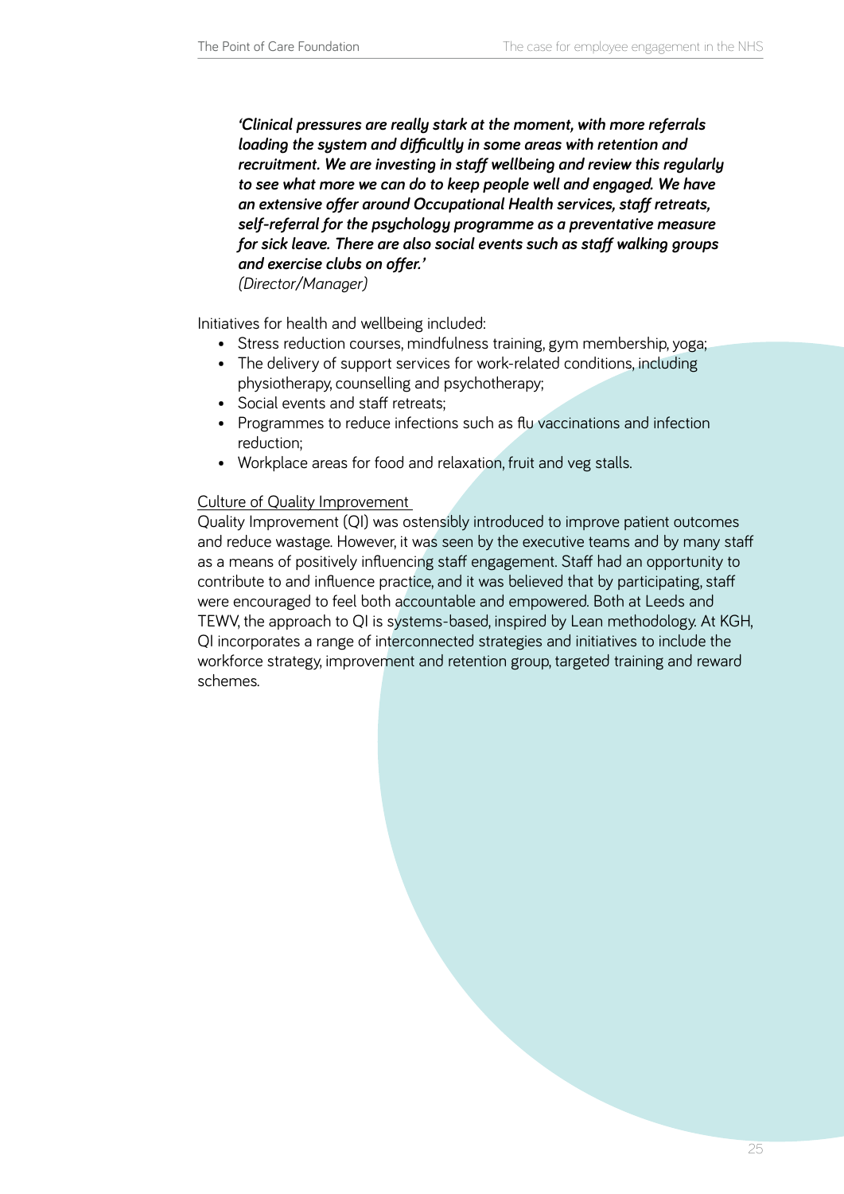> ***'Clinical pressures are really stark at the moment, with more referrals loading the system and difficultly in some areas with retention and recruitment. We are investing in staff wellbeing and review this regularly to see what more we can do to keep people well and engaged. We have an extensive offer around Occupational Health services, staff retreats, self-referral for the psychology programme as a preventative measure for sick leave. There are also social events such as staff walking groups and exercise clubs on offer.'***
> *(Director/Manager)*

Initiatives for health and wellbeing included:

- Stress reduction courses, mindfulness training, gym membership, yoga;
- The delivery of support services for work-related conditions, including physiotherapy, counselling and psychotherapy;
- Social events and staff retreats;
- Programmes to reduce infections such as flu vaccinations and infection reduction;
- Workplace areas for food and relaxation, fruit and veg stalls.

<u>Culture of Quality Improvement</u>

Quality Improvement (QI) was ostensibly introduced to improve patient outcomes and reduce wastage. However, it was seen by the executive teams and by many staff as a means of positively influencing staff engagement. Staff had an opportunity to contribute to and influence practice, and it was believed that by participating, staff were encouraged to feel both accountable and empowered. Both at Leeds and TEWV, the approach to QI is systems-based, inspired by Lean methodology. At KGH, QI incorporates a range of interconnected strategies and initiatives to include the workforce strategy, improvement and retention group, targeted training and reward schemes.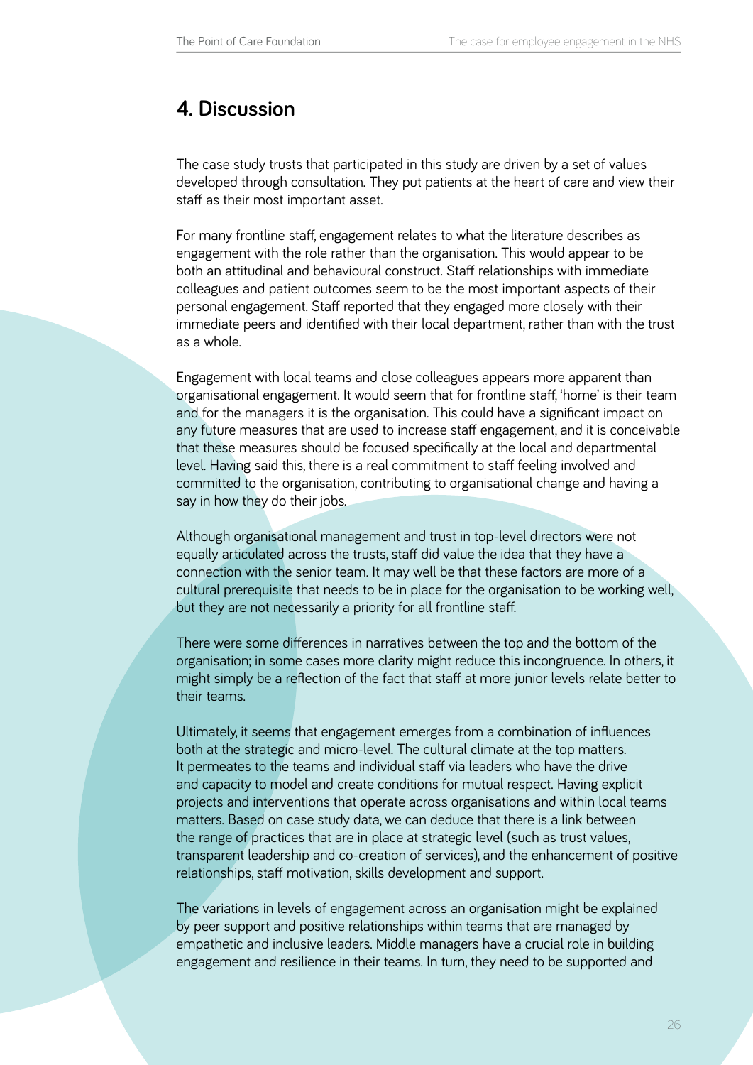## 4. Discussion

The case study trusts that participated in this study are driven by a set of values developed through consultation. They put patients at the heart of care and view their staff as their most important asset.

For many frontline staff, engagement relates to what the literature describes as engagement with the role rather than the organisation. This would appear to be both an attitudinal and behavioural construct. Staff relationships with immediate colleagues and patient outcomes seem to be the most important aspects of their personal engagement. Staff reported that they engaged more closely with their immediate peers and identified with their local department, rather than with the trust as a whole.

Engagement with local teams and close colleagues appears more apparent than organisational engagement. It would seem that for frontline staff, 'home' is their team and for the managers it is the organisation. This could have a significant impact on any future measures that are used to increase staff engagement, and it is conceivable that these measures should be focused specifically at the local and departmental level. Having said this, there is a real commitment to staff feeling involved and committed to the organisation, contributing to organisational change and having a say in how they do their jobs.

Although organisational management and trust in top-level directors were not equally articulated across the trusts, staff did value the idea that they have a connection with the senior team. It may well be that these factors are more of a cultural prerequisite that needs to be in place for the organisation to be working well, but they are not necessarily a priority for all frontline staff.

There were some differences in narratives between the top and the bottom of the organisation; in some cases more clarity might reduce this incongruence. In others, it might simply be a reflection of the fact that staff at more junior levels relate better to their teams.

Ultimately, it seems that engagement emerges from a combination of influences both at the strategic and micro-level. The cultural climate at the top matters. It permeates to the teams and individual staff via leaders who have the drive and capacity to model and create conditions for mutual respect. Having explicit projects and interventions that operate across organisations and within local teams matters. Based on case study data, we can deduce that there is a link between the range of practices that are in place at strategic level (such as trust values, transparent leadership and co-creation of services), and the enhancement of positive relationships, staff motivation, skills development and support.

The variations in levels of engagement across an organisation might be explained by peer support and positive relationships within teams that are managed by empathetic and inclusive leaders. Middle managers have a crucial role in building engagement and resilience in their teams. In turn, they need to be supported and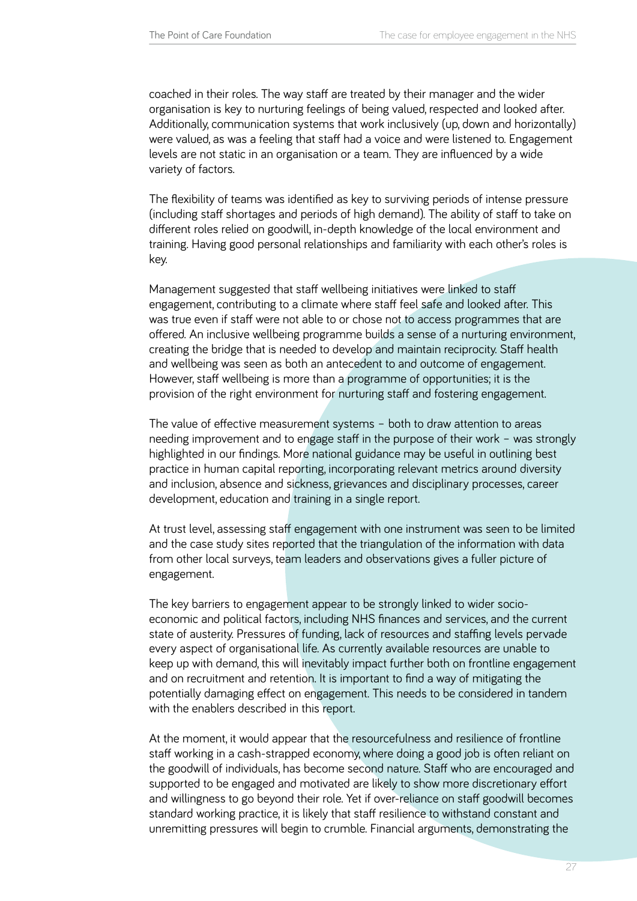coached in their roles. The way staff are treated by their manager and the wider organisation is key to nurturing feelings of being valued, respected and looked after. Additionally, communication systems that work inclusively (up, down and horizontally) were valued, as was a feeling that staff had a voice and were listened to. Engagement levels are not static in an organisation or a team. They are influenced by a wide variety of factors.

The flexibility of teams was identified as key to surviving periods of intense pressure (including staff shortages and periods of high demand). The ability of staff to take on different roles relied on goodwill, in-depth knowledge of the local environment and training. Having good personal relationships and familiarity with each other's roles is key.

Management suggested that staff wellbeing initiatives were linked to staff engagement, contributing to a climate where staff feel safe and looked after. This was true even if staff were not able to or chose not to access programmes that are offered. An inclusive wellbeing programme builds a sense of a nurturing environment, creating the bridge that is needed to develop and maintain reciprocity. Staff health and wellbeing was seen as both an antecedent to and outcome of engagement. However, staff wellbeing is more than a programme of opportunities; it is the provision of the right environment for nurturing staff and fostering engagement.

The value of effective measurement systems – both to draw attention to areas needing improvement and to engage staff in the purpose of their work – was strongly highlighted in our findings. More national guidance may be useful in outlining best practice in human capital reporting, incorporating relevant metrics around diversity and inclusion, absence and sickness, grievances and disciplinary processes, career development, education and training in a single report.

At trust level, assessing staff engagement with one instrument was seen to be limited and the case study sites reported that the triangulation of the information with data from other local surveys, team leaders and observations gives a fuller picture of engagement.

The key barriers to engagement appear to be strongly linked to wider socio-economic and political factors, including NHS finances and services, and the current state of austerity. Pressures of funding, lack of resources and staffing levels pervade every aspect of organisational life. As currently available resources are unable to keep up with demand, this will inevitably impact further both on frontline engagement and on recruitment and retention. It is important to find a way of mitigating the potentially damaging effect on engagement. This needs to be considered in tandem with the enablers described in this report.

At the moment, it would appear that the resourcefulness and resilience of frontline staff working in a cash-strapped economy, where doing a good job is often reliant on the goodwill of individuals, has become second nature. Staff who are encouraged and supported to be engaged and motivated are likely to show more discretionary effort and willingness to go beyond their role. Yet if over-reliance on staff goodwill becomes standard working practice, it is likely that staff resilience to withstand constant and unremitting pressures will begin to crumble. Financial arguments, demonstrating the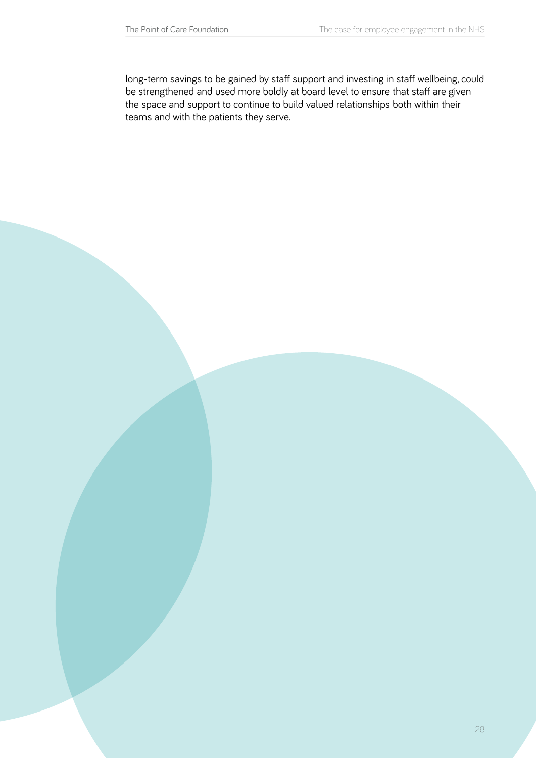long-term savings to be gained by staff support and investing in staff wellbeing, could be strengthened and used more boldly at board level to ensure that staff are given the space and support to continue to build valued relationships both within their teams and with the patients they serve.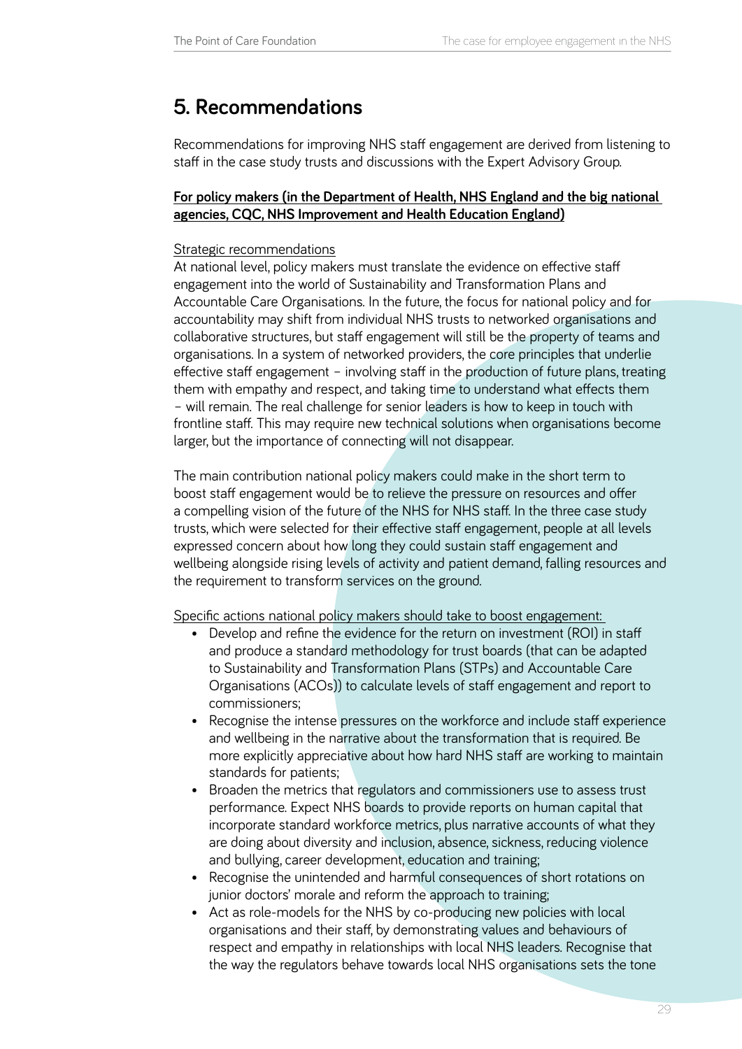# 5. Recommendations

Recommendations for improving NHS staff engagement are derived from listening to staff in the case study trusts and discussions with the Expert Advisory Group.

**For policy makers (in the Department of Health, NHS England and the big national agencies, CQC, NHS Improvement and Health Education England)**

Strategic recommendations

At national level, policy makers must translate the evidence on effective staff engagement into the world of Sustainability and Transformation Plans and Accountable Care Organisations. In the future, the focus for national policy and for accountability may shift from individual NHS trusts to networked organisations and collaborative structures, but staff engagement will still be the property of teams and organisations. In a system of networked providers, the core principles that underlie effective staff engagement – involving staff in the production of future plans, treating them with empathy and respect, and taking time to understand what effects them – will remain. The real challenge for senior leaders is how to keep in touch with frontline staff. This may require new technical solutions when organisations become larger, but the importance of connecting will not disappear.

The main contribution national policy makers could make in the short term to boost staff engagement would be to relieve the pressure on resources and offer a compelling vision of the future of the NHS for NHS staff. In the three case study trusts, which were selected for their effective staff engagement, people at all levels expressed concern about how long they could sustain staff engagement and wellbeing alongside rising levels of activity and patient demand, falling resources and the requirement to transform services on the ground.

Specific actions national policy makers should take to boost engagement:

- Develop and refine the evidence for the return on investment (ROI) in staff and produce a standard methodology for trust boards (that can be adapted to Sustainability and Transformation Plans (STPs) and Accountable Care Organisations (ACOs)) to calculate levels of staff engagement and report to commissioners;
- Recognise the intense pressures on the workforce and include staff experience and wellbeing in the narrative about the transformation that is required. Be more explicitly appreciative about how hard NHS staff are working to maintain standards for patients;
- Broaden the metrics that regulators and commissioners use to assess trust performance. Expect NHS boards to provide reports on human capital that incorporate standard workforce metrics, plus narrative accounts of what they are doing about diversity and inclusion, absence, sickness, reducing violence and bullying, career development, education and training;
- Recognise the unintended and harmful consequences of short rotations on junior doctors' morale and reform the approach to training;
- Act as role-models for the NHS by co-producing new policies with local organisations and their staff, by demonstrating values and behaviours of respect and empathy in relationships with local NHS leaders. Recognise that the way the regulators behave towards local NHS organisations sets the tone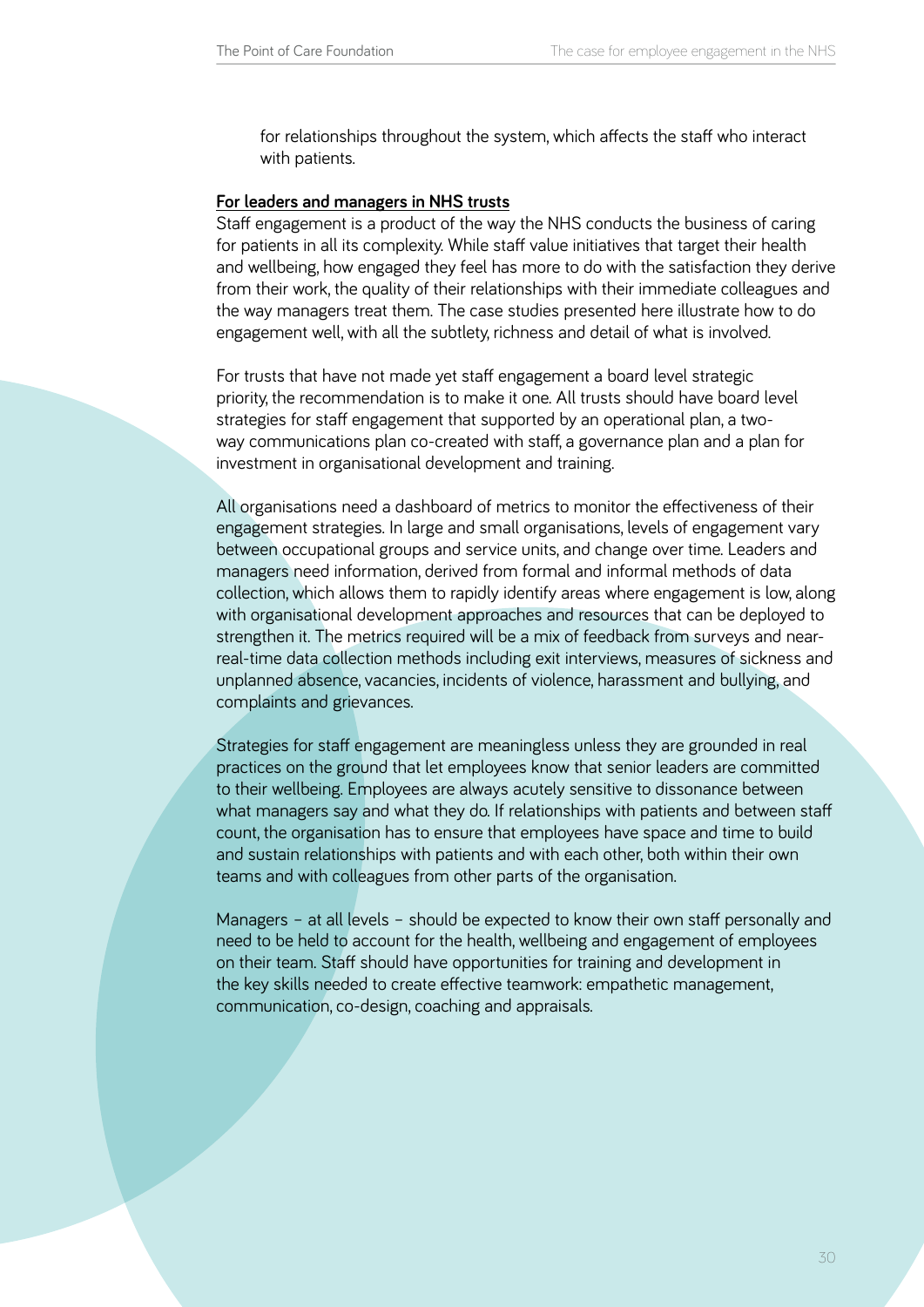for relationships throughout the system, which affects the staff who interact with patients.

**For leaders and managers in NHS trusts**

Staff engagement is a product of the way the NHS conducts the business of caring for patients in all its complexity. While staff value initiatives that target their health and wellbeing, how engaged they feel has more to do with the satisfaction they derive from their work, the quality of their relationships with their immediate colleagues and the way managers treat them. The case studies presented here illustrate how to do engagement well, with all the subtlety, richness and detail of what is involved.

For trusts that have not made yet staff engagement a board level strategic priority, the recommendation is to make it one. All trusts should have board level strategies for staff engagement that supported by an operational plan, a two-way communications plan co-created with staff, a governance plan and a plan for investment in organisational development and training.

All organisations need a dashboard of metrics to monitor the effectiveness of their engagement strategies. In large and small organisations, levels of engagement vary between occupational groups and service units, and change over time. Leaders and managers need information, derived from formal and informal methods of data collection, which allows them to rapidly identify areas where engagement is low, along with organisational development approaches and resources that can be deployed to strengthen it. The metrics required will be a mix of feedback from surveys and near-real-time data collection methods including exit interviews, measures of sickness and unplanned absence, vacancies, incidents of violence, harassment and bullying, and complaints and grievances.

Strategies for staff engagement are meaningless unless they are grounded in real practices on the ground that let employees know that senior leaders are committed to their wellbeing. Employees are always acutely sensitive to dissonance between what managers say and what they do. If relationships with patients and between staff count, the organisation has to ensure that employees have space and time to build and sustain relationships with patients and with each other, both within their own teams and with colleagues from other parts of the organisation.

Managers – at all levels – should be expected to know their own staff personally and need to be held to account for the health, wellbeing and engagement of employees on their team. Staff should have opportunities for training and development in the key skills needed to create effective teamwork: empathetic management, communication, co-design, coaching and appraisals.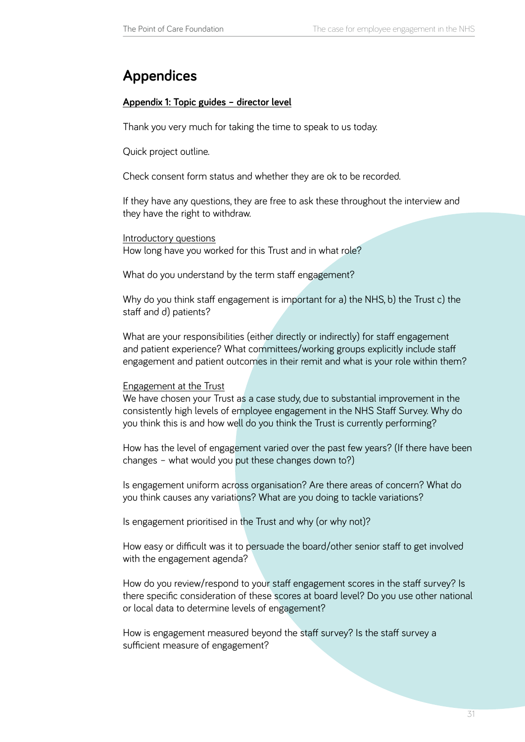# Appendices

**Appendix 1: Topic guides – director level**

Thank you very much for taking the time to speak to us today.

Quick project outline.

Check consent form status and whether they are ok to be recorded.

If they have any questions, they are free to ask these throughout the interview and they have the right to withdraw.

Introductory questions

How long have you worked for this Trust and in what role?

What do you understand by the term staff engagement?

Why do you think staff engagement is important for a) the NHS, b) the Trust c) the staff and d) patients?

What are your responsibilities (either directly or indirectly) for staff engagement and patient experience? What committees/working groups explicitly include staff engagement and patient outcomes in their remit and what is your role within them?

Engagement at the Trust

We have chosen your Trust as a case study, due to substantial improvement in the consistently high levels of employee engagement in the NHS Staff Survey. Why do you think this is and how well do you think the Trust is currently performing?

How has the level of engagement varied over the past few years? (If there have been changes – what would you put these changes down to?)

Is engagement uniform across organisation? Are there areas of concern? What do you think causes any variations? What are you doing to tackle variations?

Is engagement prioritised in the Trust and why (or why not)?

How easy or difficult was it to persuade the board/other senior staff to get involved with the engagement agenda?

How do you review/respond to your staff engagement scores in the staff survey? Is there specific consideration of these scores at board level? Do you use other national or local data to determine levels of engagement?

How is engagement measured beyond the staff survey? Is the staff survey a sufficient measure of engagement?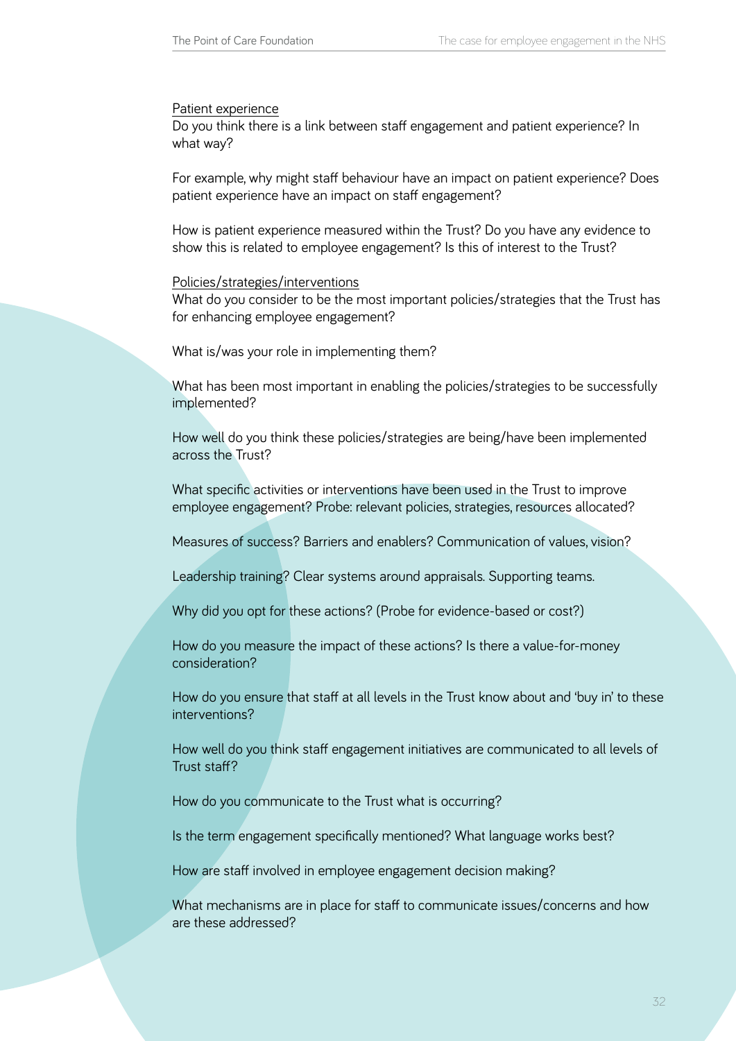<u>Patient experience</u>

Do you think there is a link between staff engagement and patient experience? In what way?

For example, why might staff behaviour have an impact on patient experience? Does patient experience have an impact on staff engagement?

How is patient experience measured within the Trust? Do you have any evidence to show this is related to employee engagement? Is this of interest to the Trust?

<u>Policies/strategies/interventions</u>

What do you consider to be the most important policies/strategies that the Trust has for enhancing employee engagement?

What is/was your role in implementing them?

What has been most important in enabling the policies/strategies to be successfully implemented?

How well do you think these policies/strategies are being/have been implemented across the Trust?

What specific activities or interventions have been used in the Trust to improve employee engagement? Probe: relevant policies, strategies, resources allocated?

Measures of success? Barriers and enablers? Communication of values, vision?

Leadership training? Clear systems around appraisals. Supporting teams.

Why did you opt for these actions? (Probe for evidence-based or cost?)

How do you measure the impact of these actions? Is there a value-for-money consideration?

How do you ensure that staff at all levels in the Trust know about and 'buy in' to these interventions?

How well do you think staff engagement initiatives are communicated to all levels of Trust staff?

How do you communicate to the Trust what is occurring?

Is the term engagement specifically mentioned? What language works best?

How are staff involved in employee engagement decision making?

What mechanisms are in place for staff to communicate issues/concerns and how are these addressed?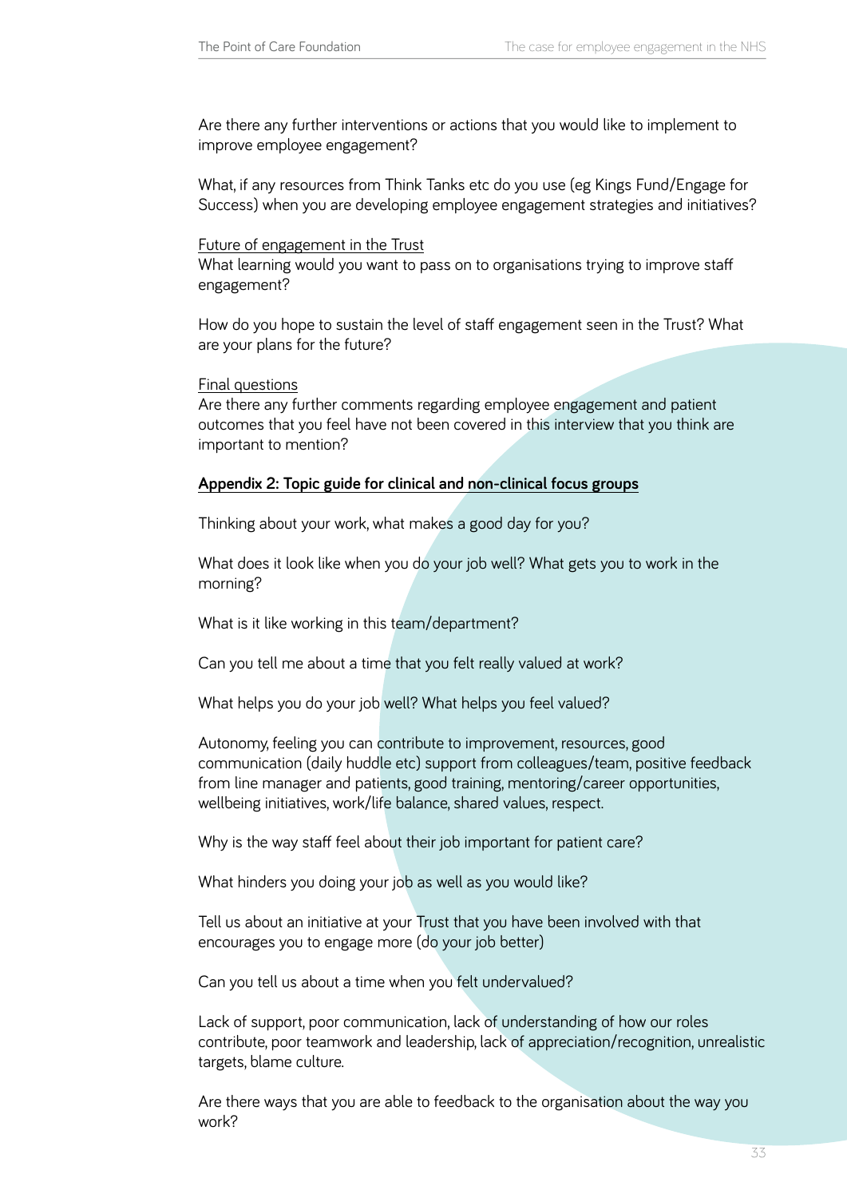Are there any further interventions or actions that you would like to implement to improve employee engagement?

What, if any resources from Think Tanks etc do you use (eg Kings Fund/Engage for Success) when you are developing employee engagement strategies and initiatives?

Future of engagement in the Trust

What learning would you want to pass on to organisations trying to improve staff engagement?

How do you hope to sustain the level of staff engagement seen in the Trust? What are your plans for the future?

Final questions

Are there any further comments regarding employee engagement and patient outcomes that you feel have not been covered in this interview that you think are important to mention?

## Appendix 2: Topic guide for clinical and non-clinical focus groups

Thinking about your work, what makes a good day for you?

What does it look like when you do your job well? What gets you to work in the morning?

What is it like working in this team/department?

Can you tell me about a time that you felt really valued at work?

What helps you do your job well? What helps you feel valued?

Autonomy, feeling you can contribute to improvement, resources, good communication (daily huddle etc) support from colleagues/team, positive feedback from line manager and patients, good training, mentoring/career opportunities, wellbeing initiatives, work/life balance, shared values, respect.

Why is the way staff feel about their job important for patient care?

What hinders you doing your job as well as you would like?

Tell us about an initiative at your Trust that you have been involved with that encourages you to engage more (do your job better)

Can you tell us about a time when you felt undervalued?

Lack of support, poor communication, lack of understanding of how our roles contribute, poor teamwork and leadership, lack of appreciation/recognition, unrealistic targets, blame culture.

Are there ways that you are able to feedback to the organisation about the way you work?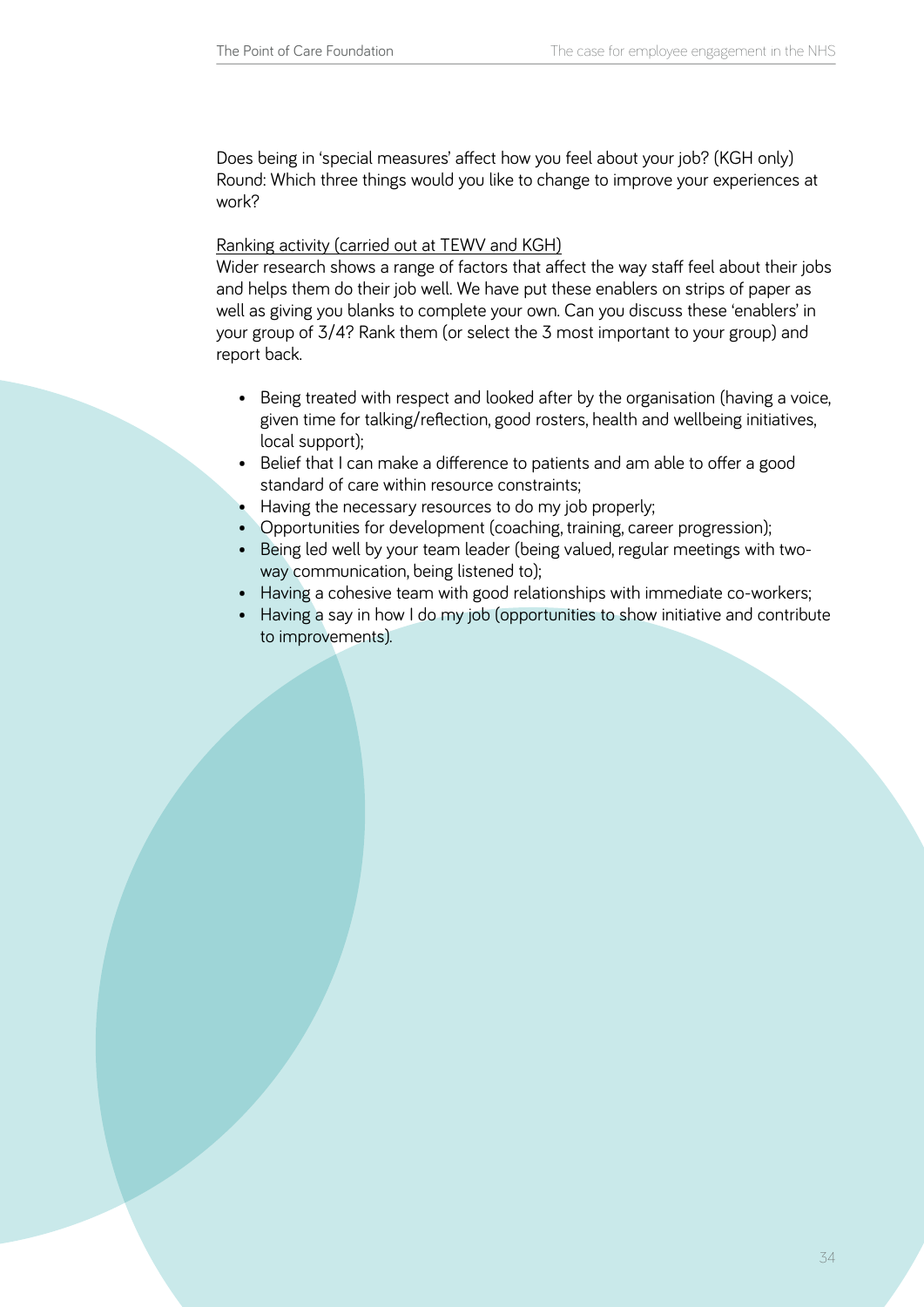Does being in 'special measures' affect how you feel about your job? (KGH only)
Round: Which three things would you like to change to improve your experiences at work?

<u>Ranking activity (carried out at TEWV and KGH)</u>
Wider research shows a range of factors that affect the way staff feel about their jobs and helps them do their job well. We have put these enablers on strips of paper as well as giving you blanks to complete your own. Can you discuss these 'enablers' in your group of 3/4? Rank them (or select the 3 most important to your group) and report back.

- Being treated with respect and looked after by the organisation (having a voice, given time for talking/reflection, good rosters, health and wellbeing initiatives, local support);
- Belief that I can make a difference to patients and am able to offer a good standard of care within resource constraints;
- Having the necessary resources to do my job properly;
- Opportunities for development (coaching, training, career progression);
- Being led well by your team leader (being valued, regular meetings with two-way communication, being listened to);
- Having a cohesive team with good relationships with immediate co-workers;
- Having a say in how I do my job (opportunities to show initiative and contribute to improvements).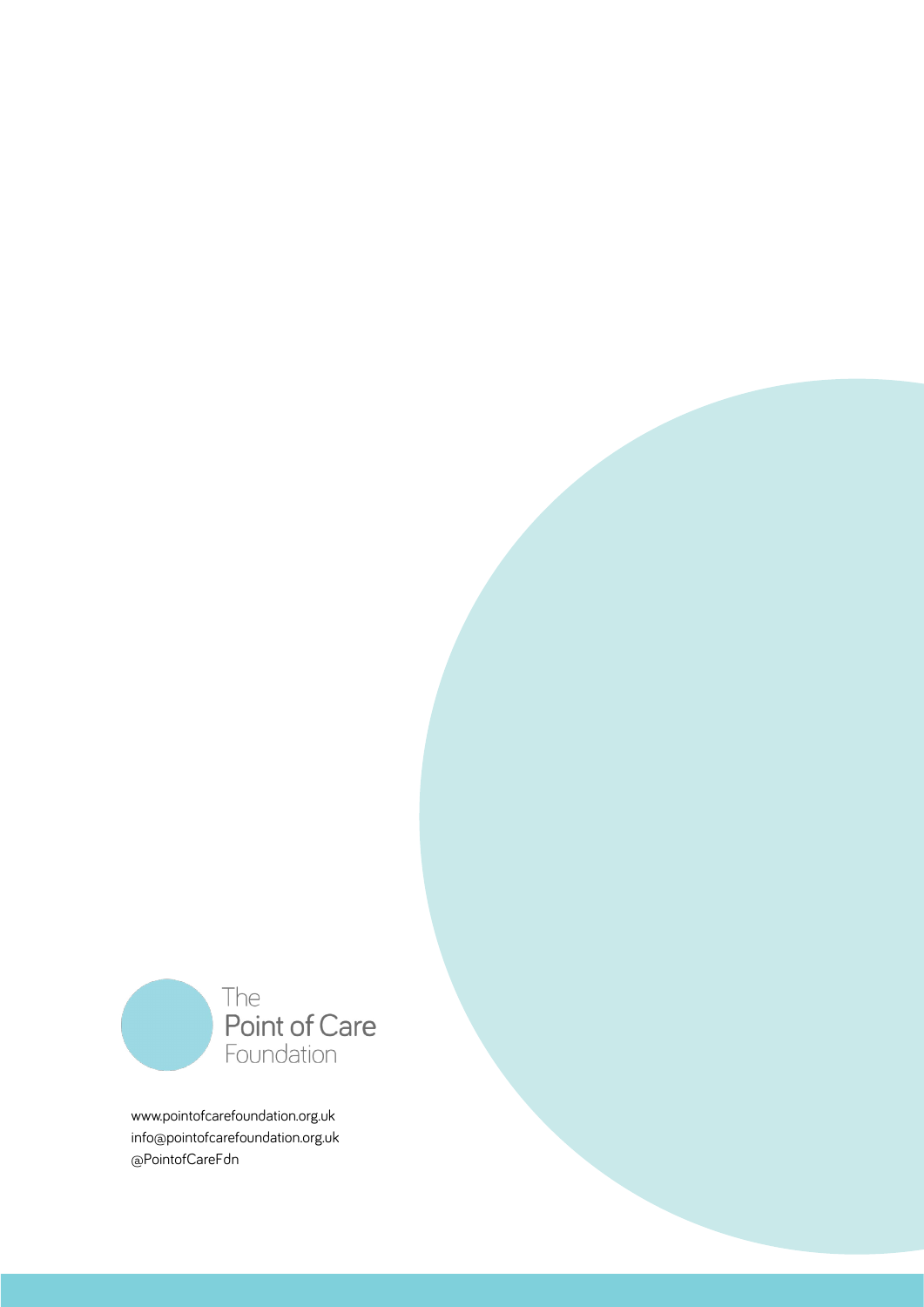The
Point of Care
Foundation

www.pointofcarefoundation.org.uk
info@pointofcarefoundation.org.uk
@PointofCareFdn